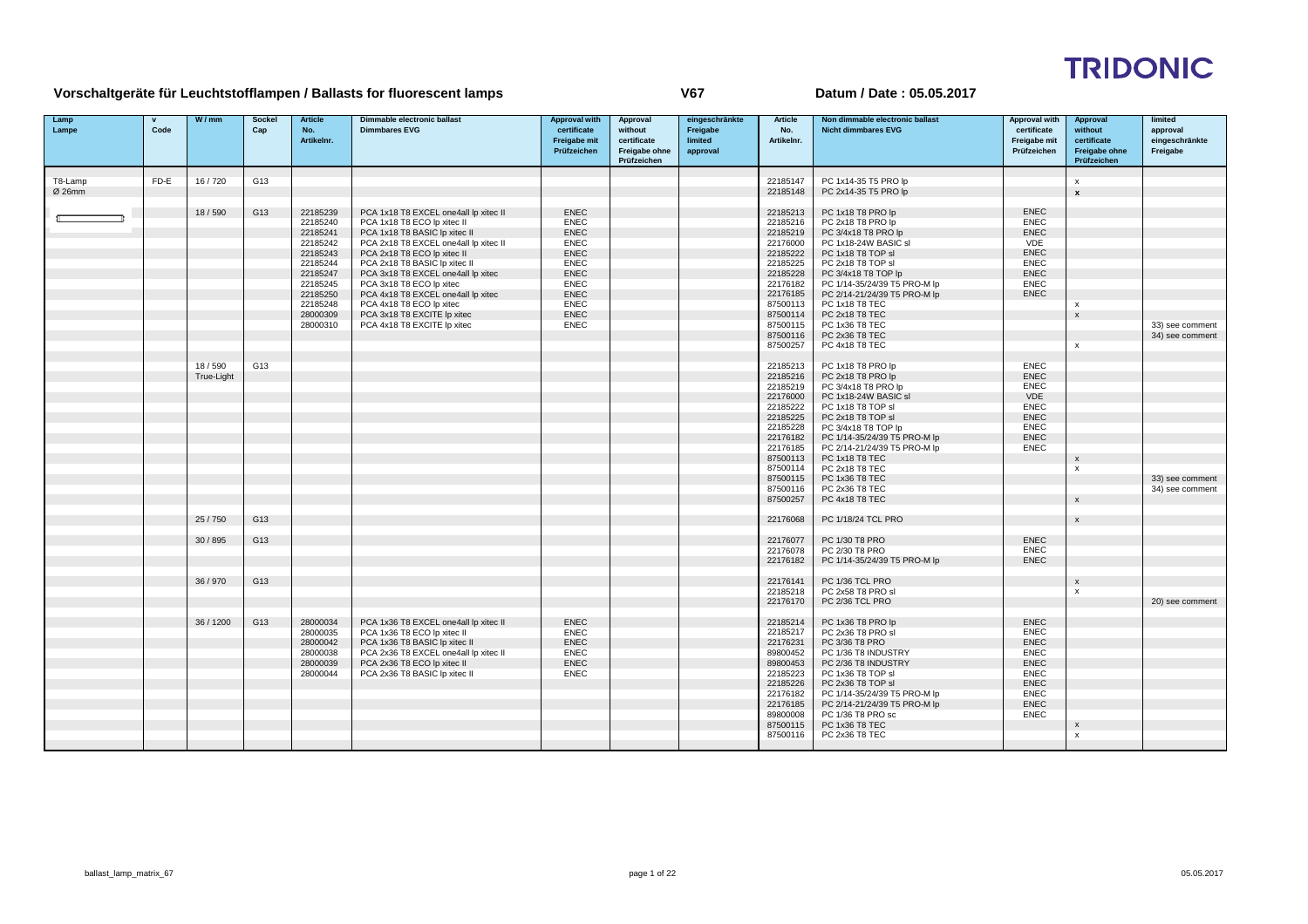# TRIDONIC

## Vorschaltgeräte für Leuchtstofflampen / Ballasts for fluorescent lamps

**V67**

**Datum / Date : 05.05.2017**

| Lamp Lampe | v Code | W / mm | Sockel Cap | Article No. Artikelnr. | Dimmable electronic ballast Dimmbares EVG | Approval with certificate Freigabe mit Prüfzeichen | Approval without certificate Freigabe ohne Prüfzeichen | eingeschränkte Freigabe limited approval | Article No. Artikelnr. | Non dimmable electronic ballast Nicht dimmbares EVG | Approval with certificate Freigabe mit Prüfzeichen | Approval without certificate Freigabe ohne Prüfzeichen | limited approval eingeschränkte Freigabe |
|---|---|---|---|---|---|---|---|---|---|---|---|---|---|
| T8-Lamp | FD-E | 16 / 720 | G13 | | | | | | 22185147 | PC 1x14-35 T5 PRO lp | | x | |
| Ø 26mm | | | | | | | | | 22185148 | PC 2x14-35 T5 PRO lp | | x | |
| | | 18 / 590 | G13 | 22185239 | PCA 1x18 T8 EXCEL one4all lp xitec II | ENEC | | | 22185213 | PC 1x18 T8 PRO lp | ENEC | | |
| | | | | 22185240 | PCA 1x18 T8 ECO lp xitec II | ENEC | | | 22185216 | PC 2x18 T8 PRO lp | ENEC | | |
| | | | | 22185241 | PCA 1x18 T8 BASIC lp xitec II | ENEC | | | 22185219 | PC 3/4x18 T8 PRO lp | ENEC | | |
| | | | | 22185242 | PCA 2x18 T8 EXCEL one4all lp xitec II | ENEC | | | 22176000 | PC 1x18-24W BASIC sl | VDE | | |
| | | | | 22185243 | PCA 2x18 T8 ECO lp xitec II | ENEC | | | 22185222 | PC 1x18 T8 TOP sl | ENEC | | |
| | | | | 22185244 | PCA 2x18 T8 BASIC lp xitec II | ENEC | | | 22185225 | PC 2x18 T8 TOP sl | ENEC | | |
| | | | | 22185247 | PCA 3x18 T8 EXCEL one4all lp xitec | ENEC | | | 22185228 | PC 3/4x18 T8 TOP lp | ENEC | | |
| | | | | 22185245 | PCA 3x18 T8 ECO lp xitec | ENEC | | | 22176182 | PC 1/14-35/24/39 T5 PRO-M lp | ENEC | | |
| | | | | 22185250 | PCA 4x18 T8 EXCEL one4all lp xitec | ENEC | | | 22176185 | PC 2/14-21/24/39 T5 PRO-M lp | ENEC | | |
| | | | | 22185248 | PCA 4x18 T8 ECO lp xitec | ENEC | | | 87500113 | PC 1x18 T8 TEC | | x | |
| | | | | 28000309 | PCA 3x18 T8 EXCITE lp xitec | ENEC | | | 87500114 | PC 2x18 T8 TEC | | x | |
| | | | | 28000310 | PCA 4x18 T8 EXCITE lp xitec | ENEC | | | 87500115 | PC 1x36 T8 TEC | | | 33) see comment |
| | | | | | | | | | 87500116 | PC 2x36 T8 TEC | | | 34) see comment |
| | | | | | | | | | 87500257 | PC 4x18 T8 TEC | | x | |
| | | 18 / 590 True-Light | G13 | | | | | | 22185213 | PC 1x18 T8 PRO lp | ENEC | | |
| | | | | | | | | | 22185216 | PC 2x18 T8 PRO lp | ENEC | | |
| | | | | | | | | | 22185219 | PC 3/4x18 T8 PRO lp | ENEC | | |
| | | | | | | | | | 22176000 | PC 1x18-24W BASIC sl | VDE | | |
| | | | | | | | | | 22185222 | PC 1x18 T8 TOP sl | ENEC | | |
| | | | | | | | | | 22185225 | PC 2x18 T8 TOP sl | ENEC | | |
| | | | | | | | | | 22185228 | PC 3/4x18 T8 TOP lp | ENEC | | |
| | | | | | | | | | 22176182 | PC 1/14-35/24/39 T5 PRO-M lp | ENEC | | |
| | | | | | | | | | 22176185 | PC 2/14-21/24/39 T5 PRO-M lp | ENEC | | |
| | | | | | | | | | 87500113 | PC 1x18 T8 TEC | | x | |
| | | | | | | | | | 87500114 | PC 2x18 T8 TEC | | x | |
| | | | | | | | | | 87500115 | PC 1x36 T8 TEC | | | 33) see comment |
| | | | | | | | | | 87500116 | PC 2x36 T8 TEC | | | 34) see comment |
| | | | | | | | | | 87500257 | PC 4x18 T8 TEC | | x | |
| | | 25 / 750 | G13 | | | | | | 22176068 | PC 1/18/24 TCL PRO | | x | |
| | | 30 / 895 | G13 | | | | | | 22176077 | PC 1/30 T8 PRO | ENEC | | |
| | | | | | | | | | 22176078 | PC 2/30 T8 PRO | ENEC | | |
| | | | | | | | | | 22176182 | PC 1/14-35/24/39 T5 PRO-M lp | ENEC | | |
| | | 36 / 970 | G13 | | | | | | 22176141 | PC 1/36 TCL PRO | | x | |
| | | | | | | | | | 22185218 | PC 2x58 T8 PRO sl | | x | |
| | | | | | | | | | 22176170 | PC 2/36 TCL PRO | | | 20) see comment |
| | | 36 / 1200 | G13 | 28000034 | PCA 1x36 T8 EXCEL one4all lp xitec II | ENEC | | | 22185214 | PC 1x36 T8 PRO lp | ENEC | | |
| | | | | 28000035 | PCA 1x36 T8 ECO lp xitec II | ENEC | | | 22185217 | PC 2x36 T8 PRO sl | ENEC | | |
| | | | | 28000042 | PCA 1x36 T8 BASIC lp xitec II | ENEC | | | 22176231 | PC 3/36 T8 PRO | ENEC | | |
| | | | | 28000038 | PCA 2x36 T8 EXCEL one4all lp xitec II | ENEC | | | 89800452 | PC 1/36 T8 INDUSTRY | ENEC | | |
| | | | | 28000039 | PCA 2x36 T8 ECO lp xitec II | ENEC | | | 89800453 | PC 2/36 T8 INDUSTRY | ENEC | | |
| | | | | 28000044 | PCA 2x36 T8 BASIC lp xitec II | ENEC | | | 22185223 | PC 1x36 T8 TOP sl | ENEC | | |
| | | | | | | | | | 22185226 | PC 2x36 T8 TOP sl | ENEC | | |
| | | | | | | | | | 22176182 | PC 1/14-35/24/39 T5 PRO-M lp | ENEC | | |
| | | | | | | | | | 22176185 | PC 2/14-21/24/39 T5 PRO-M lp | ENEC | | |
| | | | | | | | | | 89800008 | PC 1/36 T8 PRO sc | ENEC | | |
| | | | | | | | | | 87500115 | PC 1x36 T8 TEC | | x | |
| | | | | | | | | | 87500116 | PC 2x36 T8 TEC | | x | |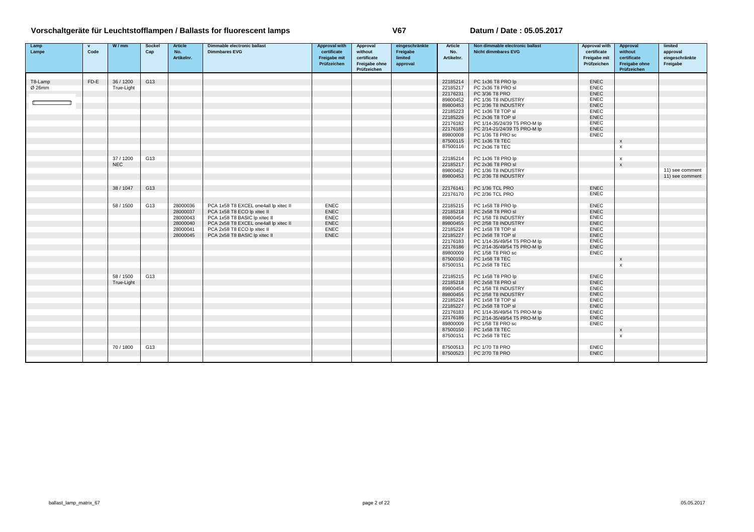# Vorschaltgeräte für Leuchtstofflampen / Ballasts for fluorescent lamps

V67

Datum / Date : 05.05.2017

| Lamp Lampe | v Code | W / mm | Sockel Cap | Article No. Artikelnr. | Dimmable electronic ballast Dimmbares EVG | Approval with certificate Freigabe mit Prüfzeichen | Approval without certificate Freigabe ohne Prüfzeichen | eingeschränkte Freigabe limited approval | Article No. Artikelnr. | Non dimmable electronic ballast Nicht dimmbares EVG | Approval with certificate Freigabe mit Prüfzeichen | Approval without certificate Freigabe ohne Prüfzeichen | limited approval eingeschränkte Freigabe |
|---|---|---|---|---|---|---|---|---|---|---|---|---|---|
| T8-Lamp | FD-E | 36 / 1200 | G13 | | | | | | 22185214 | PC 1x36 T8 PRO lp | ENEC | | |
| Ø 26mm | | True-Light | | | | | | | 22185217 | PC 2x36 T8 PRO sl | ENEC | | |
| | | | | | | | | | 22176231 | PC 3/36 T8 PRO | ENEC | | |
| | | | | | | | | | 89800452 | PC 1/36 T8 INDUSTRY | ENEC | | |
| | | | | | | | | | 89800453 | PC 2/36 T8 INDUSTRY | ENEC | | |
| | | | | | | | | | 22185223 | PC 1x36 T8 TOP sl | ENEC | | |
| | | | | | | | | | 22185226 | PC 2x36 T8 TOP sl | ENEC | | |
| | | | | | | | | | 22176182 | PC 1/14-35/24/39 T5 PRO-M lp | ENEC | | |
| | | | | | | | | | 22176185 | PC 2/14-21/24/39 T5 PRO-M lp | ENEC | | |
| | | | | | | | | | 89800008 | PC 1/36 T8 PRO sc | ENEC | | |
| | | | | | | | | | 87500115 | PC 1x36 T8 TEC | | x | |
| | | | | | | | | | 87500116 | PC 2x36 T8 TEC | | x | |
| | | 37 / 1200 | G13 | | | | | | 22185214 | PC 1x36 T8 PRO lp | | x | |
| | | NEC | | | | | | | 22185217 | PC 2x36 T8 PRO sl | | x | |
| | | | | | | | | | 89800452 | PC 1/36 T8 INDUSTRY | | | 11) see comment |
| | | | | | | | | | 89800453 | PC 2/36 T8 INDUSTRY | | | 11) see comment |
| | | 38 / 1047 | G13 | | | | | | 22176141 | PC 1/36 TCL PRO | ENEC | | |
| | | | | | | | | | 22176170 | PC 2/36 TCL PRO | ENEC | | |
| | | 58 / 1500 | G13 | 28000036 | PCA 1x58 T8 EXCEL one4all lp xitec II | ENEC | | | 22185215 | PC 1x58 T8 PRO lp | ENEC | | |
| | | | | 28000037 | PCA 1x58 T8 ECO lp xitec II | ENEC | | | 22185218 | PC 2x58 T8 PRO sl | ENEC | | |
| | | | | 28000043 | PCA 1x58 T8 BASIC lp xitec II | ENEC | | | 89800454 | PC 1/58 T8 INDUSTRY | ENEC | | |
| | | | | 28000040 | PCA 2x58 T8 EXCEL one4all lp xitec II | ENEC | | | 89800455 | PC 2/58 T8 INDUSTRY | ENEC | | |
| | | | | 28000041 | PCA 2x58 T8 ECO lp xitec II | ENEC | | | 22185224 | PC 1x58 T8 TOP sl | ENEC | | |
| | | | | 28000045 | PCA 2x58 T8 BASIC lp xitec II | ENEC | | | 22185227 | PC 2x58 T8 TOP sl | ENEC | | |
| | | | | | | | | | 22176183 | PC 1/14-35/49/54 T5 PRO-M lp | ENEC | | |
| | | | | | | | | | 22176186 | PC 2/14-35/49/54 T5 PRO-M lp | ENEC | | |
| | | | | | | | | | 89800009 | PC 1/58 T8 PRO sc | ENEC | | |
| | | | | | | | | | 87500150 | PC 1x58 T8 TEC | | x | |
| | | | | | | | | | 87500151 | PC 2x58 T8 TEC | | x | |
| | | 58 / 1500 | G13 | | | | | | 22185215 | PC 1x58 T8 PRO lp | ENEC | | |
| | | True-Light | | | | | | | 22185218 | PC 2x58 T8 PRO sl | ENEC | | |
| | | | | | | | | | 89800454 | PC 1/58 T8 INDUSTRY | ENEC | | |
| | | | | | | | | | 89800455 | PC 2/58 T8 INDUSTRY | ENEC | | |
| | | | | | | | | | 22185224 | PC 1x58 T8 TOP sl | ENEC | | |
| | | | | | | | | | 22185227 | PC 2x58 T8 TOP sl | ENEC | | |
| | | | | | | | | | 22176183 | PC 1/14-35/49/54 T5 PRO-M lp | ENEC | | |
| | | | | | | | | | 22176186 | PC 2/14-35/49/54 T5 PRO-M lp | ENEC | | |
| | | | | | | | | | 89800009 | PC 1/58 T8 PRO sc | ENEC | | |
| | | | | | | | | | 87500150 | PC 1x58 T8 TEC | | x | |
| | | | | | | | | | 87500151 | PC 2x58 T8 TEC | | x | |
| | | 70 / 1800 | G13 | | | | | | 87500513 | PC 1/70 T8 PRO | ENEC | | |
| | | | | | | | | | 87500523 | PC 2/70 T8 PRO | ENEC | | |

ballast_lamp_matrix_67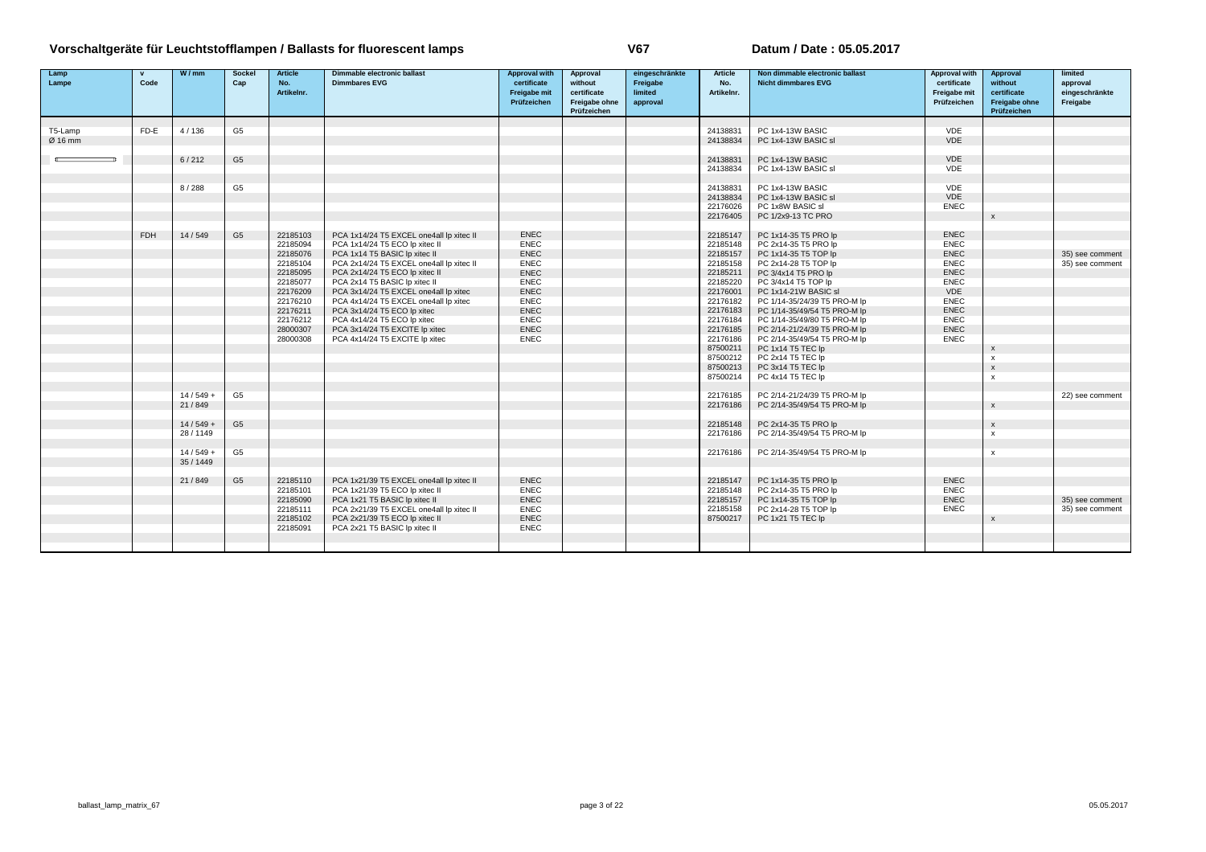# Vorschaltgeräte für Leuchtstofflampen / Ballasts for fluorescent lamps

**V67**

**Datum / Date : 05.05.2017**

| Lamp Lampe | v Code | W / mm | Sockel Cap | Article No. Artikelnr. | Dimmable electronic ballast Dimmbares EVG | Approval with certificate Freigabe mit Prüfzeichen | Approval without certificate Freigabe ohne Prüfzeichen | eingeschränkte Freigabe limited approval | Article No. Artikelnr. | Non dimmable electronic ballast Nicht dimmbares EVG | Approval with certificate Freigabe mit Prüfzeichen | Approval without certificate Freigabe ohne Prüfzeichen | limited approval eingeschränkte Freigabe |
|---|---|---|---|---|---|---|---|---|---|---|---|---|---|
| T5-Lamp | FD-E | 4 / 136 | G5 | | | | | | 24138831 | PC 1x4-13W BASIC | VDE | | |
| Ø 16 mm | | | | | | | | | 24138834 | PC 1x4-13W BASIC sl | VDE | | |
| | | 6 / 212 | G5 | | | | | | 24138831 | PC 1x4-13W BASIC | VDE | | |
| | | | | | | | | | 24138834 | PC 1x4-13W BASIC sl | VDE | | |
| | | 8 / 288 | G5 | | | | | | 24138831 | PC 1x4-13W BASIC | VDE | | |
| | | | | | | | | | 24138834 | PC 1x4-13W BASIC sl | VDE | | |
| | | | | | | | | | 22176026 | PC 1x8W BASIC sl | ENEC | | |
| | | | | | | | | | 22176405 | PC 1/2x9-13 TC PRO | | x | |
| | FDH | 14 / 549 | G5 | 22185103 | PCA 1x14/24 T5 EXCEL one4all lp xitec II | ENEC | | | 22185147 | PC 1x14-35 T5 PRO lp | ENEC | | |
| | | | | 22185094 | PCA 1x14/24 T5 ECO lp xitec II | ENEC | | | 22185148 | PC 2x14-35 T5 PRO lp | ENEC | | |
| | | | | 22185076 | PCA 1x14 T5 BASIC lp xitec II | ENEC | | | 22185157 | PC 1x14-35 T5 TOP lp | ENEC | | 35) see comment |
| | | | | 22185104 | PCA 2x14/24 T5 EXCEL one4all lp xitec II | ENEC | | | 22185158 | PC 2x14-28 T5 TOP lp | ENEC | | 35) see comment |
| | | | | 22185095 | PCA 2x14/24 T5 ECO lp xitec II | ENEC | | | 22185211 | PC 3/4x14 T5 PRO lp | ENEC | | |
| | | | | 22185077 | PCA 2x14 T5 BASIC lp xitec II | ENEC | | | 22185220 | PC 3/4x14 T5 TOP lp | ENEC | | |
| | | | | 22176209 | PCA 3x14/24 T5 EXCEL one4all lp xitec | ENEC | | | 22176001 | PC 1x14-21W BASIC sl | VDE | | |
| | | | | 22176210 | PCA 4x14/24 T5 EXCEL one4all lp xitec | ENEC | | | 22176182 | PC 1/14-35/24/39 T5 PRO-M lp | ENEC | | |
| | | | | 22176211 | PCA 3x14/24 T5 ECO lp xitec | ENEC | | | 22176183 | PC 1/14-35/49/54 T5 PRO-M lp | ENEC | | |
| | | | | 22176212 | PCA 4x14/24 T5 ECO lp xitec | ENEC | | | 22176184 | PC 1/14-35/49/80 T5 PRO-M lp | ENEC | | |
| | | | | 28000307 | PCA 3x14/24 T5 EXCITE lp xitec | ENEC | | | 22176185 | PC 2/14-21/24/39 T5 PRO-M lp | ENEC | | |
| | | | | 28000308 | PCA 4x14/24 T5 EXCITE lp xitec | ENEC | | | 22176186 | PC 2/14-35/49/54 T5 PRO-M lp | ENEC | | |
| | | | | | | | | | 87500211 | PC 1x14 T5 TEC lp | | x | |
| | | | | | | | | | 87500212 | PC 2x14 T5 TEC lp | | x | |
| | | | | | | | | | 87500213 | PC 3x14 T5 TEC lp | | x | |
| | | | | | | | | | 87500214 | PC 4x14 T5 TEC lp | | x | |
| | | 14 / 549 + | G5 | | | | | | 22176185 | PC 2/14-21/24/39 T5 PRO-M lp | | | 22) see comment |
| | | 21 / 849 | | | | | | | 22176186 | PC 2/14-35/49/54 T5 PRO-M lp | | x | |
| | | 14 / 549 + | G5 | | | | | | 22185148 | PC 2x14-35 T5 PRO lp | | x | |
| | | 28 / 1149 | | | | | | | 22176186 | PC 2/14-35/49/54 T5 PRO-M lp | | x | |
| | | 14 / 549 + | G5 | | | | | | 22176186 | PC 2/14-35/49/54 T5 PRO-M lp | | x | |
| | | 35 / 1449 | | | | | | | | | | | |
| | | 21 / 849 | G5 | 22185110 | PCA 1x21/39 T5 EXCEL one4all lp xitec II | ENEC | | | 22185147 | PC 1x14-35 T5 PRO lp | ENEC | | |
| | | | | 22185101 | PCA 1x21/39 T5 ECO lp xitec II | ENEC | | | 22185148 | PC 2x14-35 T5 PRO lp | ENEC | | |
| | | | | 22185090 | PCA 1x21 T5 BASIC lp xitec II | ENEC | | | 22185157 | PC 1x14-35 T5 TOP lp | ENEC | | 35) see comment |
| | | | | 22185111 | PCA 2x21/39 T5 EXCEL one4all lp xitec II | ENEC | | | 22185158 | PC 2x14-28 T5 TOP lp | ENEC | | 35) see comment |
| | | | | 22185102 | PCA 2x21/39 T5 ECO lp xitec II | ENEC | | | 87500217 | PC 1x21 T5 TEC lp | | x | |
| | | | | 22185091 | PCA 2x21 T5 BASIC lp xitec II | ENEC | | | | | | | |

ballast_lamp_matrix_67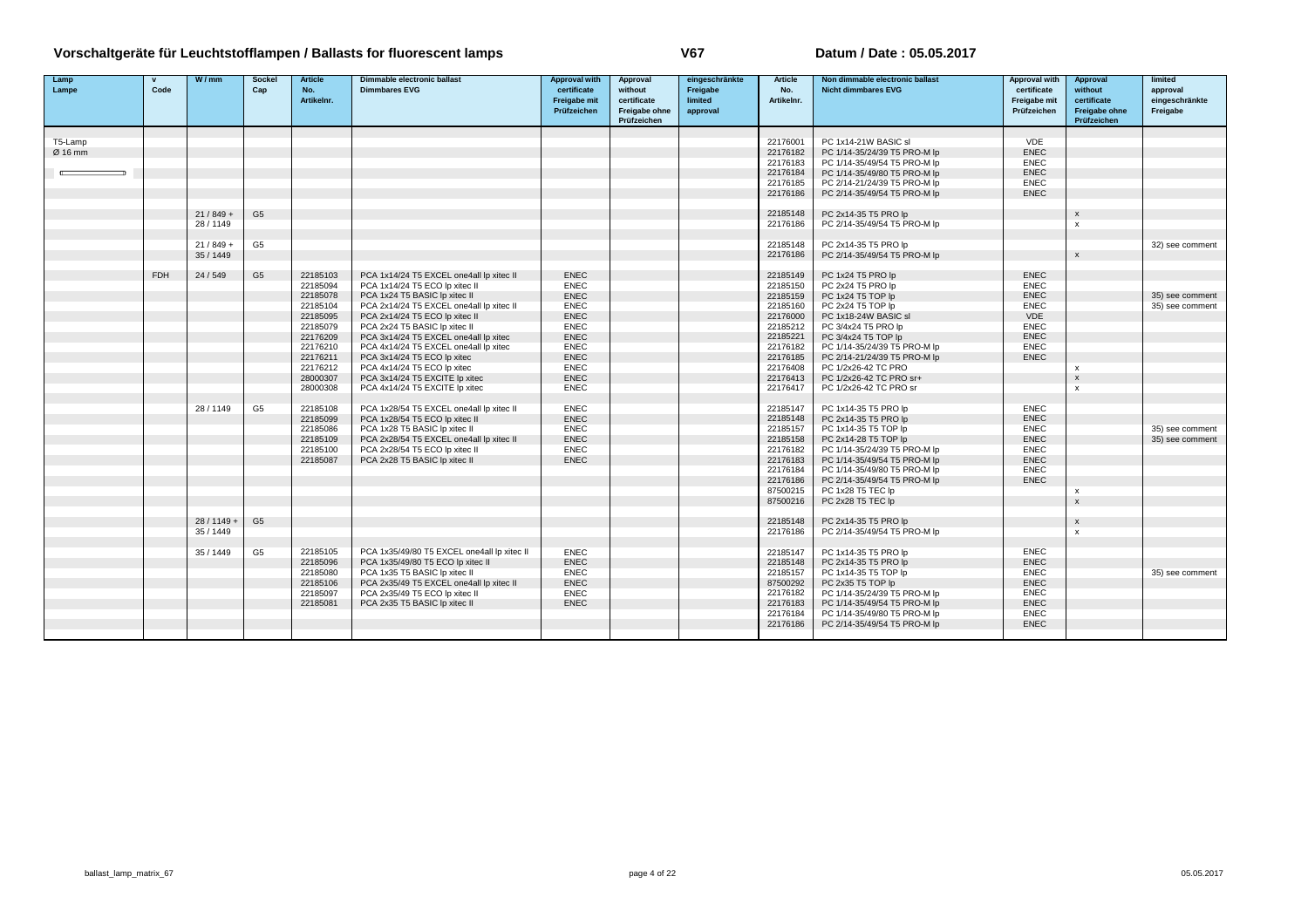# Vorschaltgeräte für Leuchtstofflampen / Ballasts for fluorescent lamps

**V67**

**Datum / Date : 05.05.2017**

| Lamp Lampe | v Code | W / mm | Sockel Cap | Article No. Artikelnr. | Dimmable electronic ballast Dimmbares EVG | Approval with certificate Freigabe mit Prüfzeichen | Approval without certificate Freigabe ohne Prüfzeichen | eingeschränkte Freigabe limited approval | Article No. Artikelnr. | Non dimmable electronic ballast Nicht dimmbares EVG | Approval with certificate Freigabe mit Prüfzeichen | Approval without certificate Freigabe ohne Prüfzeichen | limited approval eingeschränkte Freigabe |
|---|---|---|---|---|---|---|---|---|---|---|---|---|---|
| T5-Lamp | | | | | | | | | 22176001 | PC 1x14-21W BASIC sl | VDE | | |
| Ø 16 mm | | | | | | | | | 22176182 | PC 1/14-35/24/39 T5 PRO-M lp | ENEC | | |
| | | | | | | | | | 22176183 | PC 1/14-35/49/54 T5 PRO-M lp | ENEC | | |
| | | | | | | | | | 22176184 | PC 1/14-35/49/80 T5 PRO-M lp | ENEC | | |
| | | | | | | | | | 22176185 | PC 2/14-21/24/39 T5 PRO-M lp | ENEC | | |
| | | | | | | | | | 22176186 | PC 2/14-35/49/54 T5 PRO-M lp | ENEC | | |
| | | 21 / 849 + | G5 | | | | | | 22185148 | PC 2x14-35 T5 PRO lp | | x | |
| | | 28 / 1149 | | | | | | | 22176186 | PC 2/14-35/49/54 T5 PRO-M lp | | x | |
| | | 21 / 849 + | G5 | | | | | | 22185148 | PC 2x14-35 T5 PRO lp | | | 32) see comment |
| | | 35 / 1449 | | | | | | | 22176186 | PC 2/14-35/49/54 T5 PRO-M lp | | x | |
| | FDH | 24 / 549 | G5 | 22185103 | PCA 1x14/24 T5 EXCEL one4all lp xitec II | ENEC | | | 22185149 | PC 1x24 T5 PRO lp | ENEC | | |
| | | | | 22185094 | PCA 1x14/24 T5 ECO lp xitec II | ENEC | | | 22185150 | PC 2x24 T5 PRO lp | ENEC | | |
| | | | | 22185078 | PCA 1x24 T5 BASIC lp xitec II | ENEC | | | 22185159 | PC 1x24 T5 TOP lp | ENEC | | 35) see comment |
| | | | | 22185104 | PCA 2x14/24 T5 EXCEL one4all lp xitec II | ENEC | | | 22185160 | PC 2x24 T5 TOP lp | ENEC | | 35) see comment |
| | | | | 22185095 | PCA 2x14/24 T5 ECO lp xitec II | ENEC | | | 22176000 | PC 1x18-24W BASIC sl | VDE | | |
| | | | | 22185079 | PCA 2x24 T5 BASIC lp xitec II | ENEC | | | 22185212 | PC 3/4x24 T5 PRO lp | ENEC | | |
| | | | | 22176209 | PCA 3x14/24 T5 EXCEL one4all lp xitec | ENEC | | | 22185221 | PC 3/4x24 T5 TOP lp | ENEC | | |
| | | | | 22176210 | PCA 4x14/24 T5 EXCEL one4all lp xitec | ENEC | | | 22176182 | PC 1/14-35/24/39 T5 PRO-M lp | ENEC | | |
| | | | | 22176211 | PCA 3x14/24 T5 ECO lp xitec | ENEC | | | 22176185 | PC 2/14-21/24/39 T5 PRO-M lp | ENEC | | |
| | | | | 22176212 | PCA 4x14/24 T5 ECO lp xitec | ENEC | | | 22176408 | PC 1/2x26-42 TC PRO | | x | |
| | | | | 28000307 | PCA 3x14/24 T5 EXCITE lp xitec | ENEC | | | 22176413 | PC 1/2x26-42 TC PRO sr+ | | x | |
| | | | | 28000308 | PCA 4x14/24 T5 EXCITE lp xitec | ENEC | | | 22176417 | PC 1/2x26-42 TC PRO sr | | x | |
| | | 28 / 1149 | G5 | 22185108 | PCA 1x28/54 T5 EXCEL one4all lp xitec II | ENEC | | | 22185147 | PC 1x14-35 T5 PRO lp | ENEC | | |
| | | | | 22185099 | PCA 1x28/54 T5 ECO lp xitec II | ENEC | | | 22185148 | PC 2x14-35 T5 PRO lp | ENEC | | |
| | | | | 22185086 | PCA 1x28 T5 BASIC lp xitec II | ENEC | | | 22185157 | PC 1x14-35 T5 TOP lp | ENEC | | 35) see comment |
| | | | | 22185109 | PCA 2x28/54 T5 EXCEL one4all lp xitec II | ENEC | | | 22185158 | PC 2x14-28 T5 TOP lp | ENEC | | 35) see comment |
| | | | | 22185100 | PCA 2x28/54 T5 ECO lp xitec II | ENEC | | | 22176182 | PC 1/14-35/24/39 T5 PRO-M lp | ENEC | | |
| | | | | 22185087 | PCA 2x28 T5 BASIC lp xitec II | ENEC | | | 22176183 | PC 1/14-35/49/54 T5 PRO-M lp | ENEC | | |
| | | | | | | | | | 22176184 | PC 1/14-35/49/80 T5 PRO-M lp | ENEC | | |
| | | | | | | | | | 22176186 | PC 2/14-35/49/54 T5 PRO-M lp | ENEC | | |
| | | | | | | | | | 87500215 | PC 1x28 T5 TEC lp | | x | |
| | | | | | | | | | 87500216 | PC 2x28 T5 TEC lp | | x | |
| | | 28 / 1149 + | G5 | | | | | | 22185148 | PC 2x14-35 T5 PRO lp | | x | |
| | | 35 / 1449 | | | | | | | 22176186 | PC 2/14-35/49/54 T5 PRO-M lp | | x | |
| | | 35 / 1449 | G5 | 22185105 | PCA 1x35/49/80 T5 EXCEL one4all lp xitec II | ENEC | | | 22185147 | PC 1x14-35 T5 PRO lp | ENEC | | |
| | | | | 22185096 | PCA 1x35/49/80 T5 ECO lp xitec II | ENEC | | | 22185148 | PC 2x14-35 T5 PRO lp | ENEC | | |
| | | | | 22185080 | PCA 1x35 T5 BASIC lp xitec II | ENEC | | | 22185157 | PC 1x14-35 T5 TOP lp | ENEC | | 35) see comment |
| | | | | 22185106 | PCA 2x35/49 T5 EXCEL one4all lp xitec II | ENEC | | | 87500292 | PC 2x35 T5 TOP lp | ENEC | | |
| | | | | 22185097 | PCA 2x35/49 T5 ECO lp xitec II | ENEC | | | 22176182 | PC 1/14-35/24/39 T5 PRO-M lp | ENEC | | |
| | | | | 22185081 | PCA 2x35 T5 BASIC lp xitec II | ENEC | | | 22176183 | PC 1/14-35/49/54 T5 PRO-M lp | ENEC | | |
| | | | | | | | | | 22176184 | PC 1/14-35/49/80 T5 PRO-M lp | ENEC | | |
| | | | | | | | | | 22176186 | PC 2/14-35/49/54 T5 PRO-M lp | ENEC | | |

ballast_lamp_matrix_67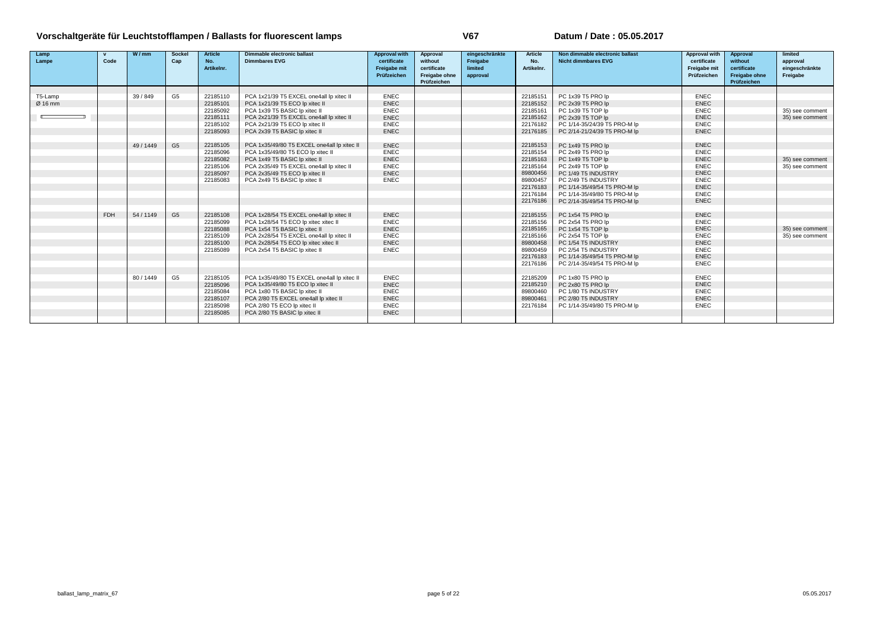# Vorschaltgeräte für Leuchtstofflampen / Ballasts for fluorescent lamps

**V67**

**Datum / Date : 05.05.2017**

| Lamp Lampe | v Code | W / mm | Sockel Cap | Article No. Artikelnr. | Dimmable electronic ballast Dimmbares EVG | Approval with certificate Freigabe mit Prüfzeichen | Approval without certificate Freigabe ohne Prüfzeichen | eingeschränkte Freigabe limited approval | Article No. Artikelnr. | Non dimmable electronic ballast Nicht dimmbares EVG | Approval with certificate Freigabe mit Prüfzeichen | Approval without certificate Freigabe ohne Prüfzeichen | limited approval eingeschränkte Freigabe |
|---|---|---|---|---|---|---|---|---|---|---|---|---|---|
| T5-Lamp | | 39 / 849 | G5 | 22185110 | PCA 1x21/39 T5 EXCEL one4all lp xitec II | ENEC | | | 22185151 | PC 1x39 T5 PRO lp | ENEC | | |
| Ø 16 mm | | | | 22185101 | PCA 1x21/39 T5 ECO lp xitec II | ENEC | | | 22185152 | PC 2x39 T5 PRO lp | ENEC | | |
| | | | | 22185092 | PCA 1x39 T5 BASIC lp xitec II | ENEC | | | 22185161 | PC 1x39 T5 TOP lp | ENEC | | 35) see comment |
| | | | | 22185111 | PCA 2x21/39 T5 EXCEL one4all lp xitec II | ENEC | | | 22185162 | PC 2x39 T5 TOP lp | ENEC | | 35) see comment |
| | | | | 22185102 | PCA 2x21/39 T5 ECO lp xitec II | ENEC | | | 22176182 | PC 1/14-35/24/39 T5 PRO-M lp | ENEC | | |
| | | | | 22185093 | PCA 2x39 T5 BASIC lp xitec II | ENEC | | | 22176185 | PC 2/14-21/24/39 T5 PRO-M lp | ENEC | | |
| | | 49 / 1449 | G5 | 22185105 | PCA 1x35/49/80 T5 EXCEL one4all lp xitec II | ENEC | | | 22185153 | PC 1x49 T5 PRO lp | ENEC | | |
| | | | | 22185096 | PCA 1x35/49/80 T5 ECO lp xitec II | ENEC | | | 22185154 | PC 2x49 T5 PRO lp | ENEC | | |
| | | | | 22185082 | PCA 1x49 T5 BASIC lp xitec II | ENEC | | | 22185163 | PC 1x49 T5 TOP lp | ENEC | | 35) see comment |
| | | | | 22185106 | PCA 2x35/49 T5 EXCEL one4all lp xitec II | ENEC | | | 22185164 | PC 2x49 T5 TOP lp | ENEC | | 35) see comment |
| | | | | 22185097 | PCA 2x35/49 T5 ECO lp xitec II | ENEC | | | 89800456 | PC 1/49 T5 INDUSTRY | ENEC | | |
| | | | | 22185083 | PCA 2x49 T5 BASIC lp xitec II | ENEC | | | 89800457 | PC 2/49 T5 INDUSTRY | ENEC | | |
| | | | | | | | | | 22176183 | PC 1/14-35/49/54 T5 PRO-M lp | ENEC | | |
| | | | | | | | | | 22176184 | PC 1/14-35/49/80 T5 PRO-M lp | ENEC | | |
| | | | | | | | | | 22176186 | PC 2/14-35/49/54 T5 PRO-M lp | ENEC | | |
| | FDH | 54 / 1149 | G5 | 22185108 | PCA 1x28/54 T5 EXCEL one4all lp xitec II | ENEC | | | 22185155 | PC 1x54 T5 PRO lp | ENEC | | |
| | | | | 22185099 | PCA 1x28/54 T5 ECO lp xitec xitec II | ENEC | | | 22185156 | PC 2x54 T5 PRO lp | ENEC | | |
| | | | | 22185088 | PCA 1x54 T5 BASIC lp xitec II | ENEC | | | 22185165 | PC 1x54 T5 TOP lp | ENEC | | 35) see comment |
| | | | | 22185109 | PCA 2x28/54 T5 EXCEL one4all lp xitec II | ENEC | | | 22185166 | PC 2x54 T5 TOP lp | ENEC | | 35) see comment |
| | | | | 22185100 | PCA 2x28/54 T5 ECO lp xitec xitec II | ENEC | | | 89800458 | PC 1/54 T5 INDUSTRY | ENEC | | |
| | | | | 22185089 | PCA 2x54 T5 BASIC lp xitec II | ENEC | | | 89800459 | PC 2/54 T5 INDUSTRY | ENEC | | |
| | | | | | | | | | 22176183 | PC 1/14-35/49/54 T5 PRO-M lp | ENEC | | |
| | | | | | | | | | 22176186 | PC 2/14-35/49/54 T5 PRO-M lp | ENEC | | |
| | | 80 / 1449 | G5 | 22185105 | PCA 1x35/49/80 T5 EXCEL one4all lp xitec II | ENEC | | | 22185209 | PC 1x80 T5 PRO lp | ENEC | | |
| | | | | 22185096 | PCA 1x35/49/80 T5 ECO lp xitec II | ENEC | | | 22185210 | PC 2x80 T5 PRO lp | ENEC | | |
| | | | | 22185084 | PCA 1x80 T5 BASIC lp xitec II | ENEC | | | 89800460 | PC 1/80 T5 INDUSTRY | ENEC | | |
| | | | | 22185107 | PCA 2/80 T5 EXCEL one4all lp xitec II | ENEC | | | 89800461 | PC 2/80 T5 INDUSTRY | ENEC | | |
| | | | | 22185098 | PCA 2/80 T5 ECO lp xitec II | ENEC | | | 22176184 | PC 1/14-35/49/80 T5 PRO-M lp | ENEC | | |
| | | | | 22185085 | PCA 2/80 T5 BASIC lp xitec II | ENEC | | | | | | | |

ballast_lamp_matrix_67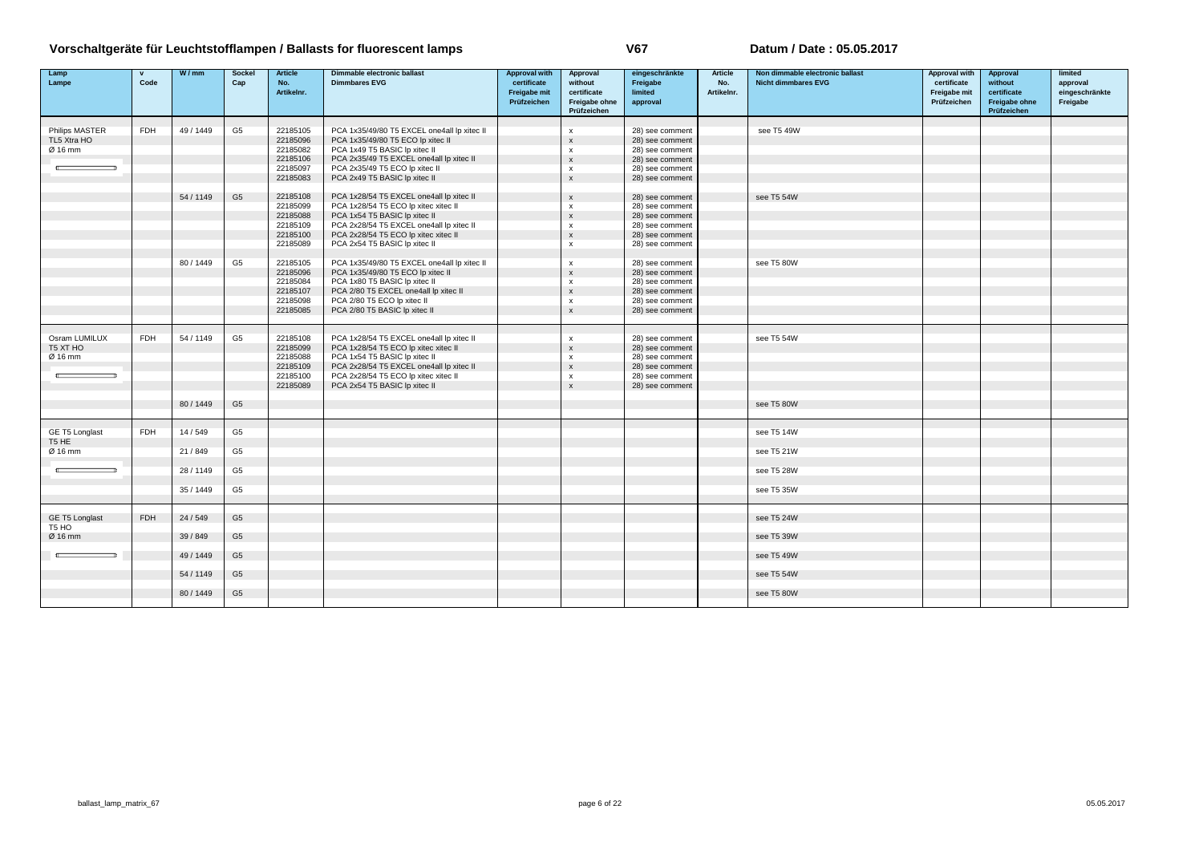# Vorschaltgeräte für Leuchtstofflampen / Ballasts for fluorescent lamps

**V67** **Datum / Date : 05.05.2017**

| Lamp Lampe | v Code | W / mm | Sockel Cap | Article No. Artikelnr. | Dimmable electronic ballast Dimmbares EVG | Approval with certificate Freigabe mit Prüfzeichen | Approval without certificate Freigabe ohne Prüfzeichen | eingeschränkte Freigabe limited approval | Article No. Artikelnr. | Non dimmable electronic ballast Nicht dimmbares EVG | Approval with certificate Freigabe mit Prüfzeichen | Approval without certificate Freigabe ohne Prüfzeichen | limited approval eingeschränkte Freigabe |
|---|---|---|---|---|---|---|---|---|---|---|---|---|---|
| Philips MASTER | FDH | 49 / 1449 | G5 | 22185105 | PCA 1x35/49/80 T5 EXCEL one4all lp xitec II | | x | 28) see comment | | see T5 49W | | | |
| TL5 Xtra HO | | | | 22185096 | PCA 1x35/49/80 T5 ECO lp xitec II | | x | 28) see comment | | | | | |
| Ø 16 mm | | | | 22185082 | PCA 1x49 T5 BASIC lp xitec II | | x | 28) see comment | | | | | |
| | | | | 22185106 | PCA 2x35/49 T5 EXCEL one4all lp xitec II | | x | 28) see comment | | | | | |
| | | | | 22185097 | PCA 2x35/49 T5 ECO lp xitec II | | x | 28) see comment | | | | | |
| | | | | 22185083 | PCA 2x49 T5 BASIC lp xitec II | | x | 28) see comment | | | | | |
| | | 54 / 1149 | G5 | 22185108 | PCA 1x28/54 T5 EXCEL one4all lp xitec II | | x | 28) see comment | | see T5 54W | | | |
| | | | | 22185099 | PCA 1x28/54 T5 ECO lp xitec xitec II | | x | 28) see comment | | | | | |
| | | | | 22185088 | PCA 1x54 T5 BASIC lp xitec II | | x | 28) see comment | | | | | |
| | | | | 22185109 | PCA 2x28/54 T5 EXCEL one4all lp xitec II | | x | 28) see comment | | | | | |
| | | | | 22185100 | PCA 2x28/54 T5 ECO lp xitec xitec II | | x | 28) see comment | | | | | |
| | | | | 22185089 | PCA 2x54 T5 BASIC lp xitec II | | x | 28) see comment | | | | | |
| | | 80 / 1449 | G5 | 22185105 | PCA 1x35/49/80 T5 EXCEL one4all lp xitec II | | x | 28) see comment | | see T5 80W | | | |
| | | | | 22185096 | PCA 1x35/49/80 T5 ECO lp xitec II | | x | 28) see comment | | | | | |
| | | | | 22185084 | PCA 1x80 T5 BASIC lp xitec II | | x | 28) see comment | | | | | |
| | | | | 22185107 | PCA 2/80 T5 EXCEL one4all lp xitec II | | x | 28) see comment | | | | | |
| | | | | 22185098 | PCA 2/80 T5 ECO lp xitec II | | x | 28) see comment | | | | | |
| | | | | 22185085 | PCA 2/80 T5 BASIC lp xitec II | | x | 28) see comment | | | | | |
| Osram LUMILUX | FDH | 54 / 1149 | G5 | 22185108 | PCA 1x28/54 T5 EXCEL one4all lp xitec II | | x | 28) see comment | | see T5 54W | | | |
| T5 XT HO | | | | 22185099 | PCA 1x28/54 T5 ECO lp xitec xitec II | | x | 28) see comment | | | | | |
| Ø 16 mm | | | | 22185088 | PCA 1x54 T5 BASIC lp xitec II | | x | 28) see comment | | | | | |
| | | | | 22185109 | PCA 2x28/54 T5 EXCEL one4all lp xitec II | | x | 28) see comment | | | | | |
| | | | | 22185100 | PCA 2x28/54 T5 ECO lp xitec xitec II | | x | 28) see comment | | | | | |
| | | | | 22185089 | PCA 2x54 T5 BASIC lp xitec II | | x | 28) see comment | | | | | |
| | | 80 / 1449 | G5 | | | | | | | see T5 80W | | | |
| GE T5 Longlast | FDH | 14 / 549 | G5 | | | | | | | see T5 14W | | | |
| T5 HE | | | | | | | | | | | | | |
| Ø 16 mm | | 21 / 849 | G5 | | | | | | | see T5 21W | | | |
| | | 28 / 1149 | G5 | | | | | | | see T5 28W | | | |
| | | 35 / 1449 | G5 | | | | | | | see T5 35W | | | |
| GE T5 Longlast | FDH | 24 / 549 | G5 | | | | | | | see T5 24W | | | |
| T5 HO | | | | | | | | | | | | | |
| Ø 16 mm | | 39 / 849 | G5 | | | | | | | see T5 39W | | | |
| | | 49 / 1449 | G5 | | | | | | | see T5 49W | | | |
| | | 54 / 1149 | G5 | | | | | | | see T5 54W | | | |
| | | 80 / 1449 | G5 | | | | | | | see T5 80W | | | |

ballast_lamp_matrix_67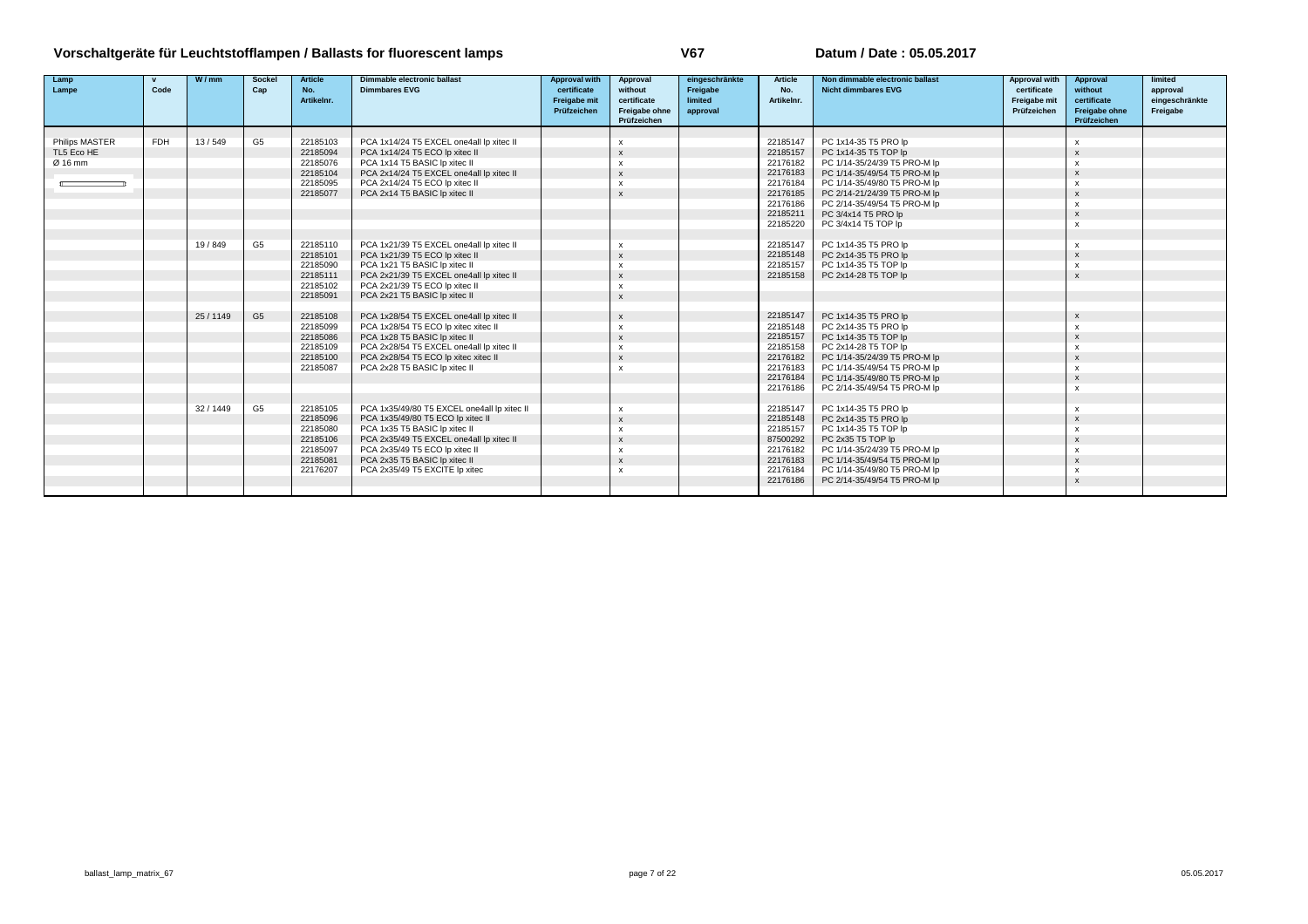# Vorschaltgeräte für Leuchtstofflampen / Ballasts for fluorescent lamps

**V67**

**Datum / Date : 05.05.2017**

| Lamp Lampe | v Code | W / mm | Sockel Cap | Article No. Artikelnr. | Dimmable electronic ballast Dimmbares EVG | Approval with certificate Freigabe mit Prüfzeichen | Approval without certificate Freigabe ohne Prüfzeichen | eingeschränkte Freigabe limited approval | Article No. Artikelnr. | Non dimmable electronic ballast Nicht dimmbares EVG | Approval with certificate Freigabe mit Prüfzeichen | Approval without certificate Freigabe ohne Prüfzeichen | limited approval eingeschränkte Freigabe |
|---|---|---|---|---|---|---|---|---|---|---|---|---|---|
| Philips MASTER | FDH | 13 / 549 | G5 | 22185103 | PCA 1x14/24 T5 EXCEL one4all lp xitec II | | x | | 22185147 | PC 1x14-35 T5 PRO lp | | x | |
| TL5 Eco HE | | | | 22185094 | PCA 1x14/24 T5 ECO lp xitec II | | x | | 22185157 | PC 1x14-35 T5 TOP lp | | x | |
| Ø 16 mm | | | | 22185076 | PCA 1x14 T5 BASIC lp xitec II | | x | | 22176182 | PC 1/14-35/24/39 T5 PRO-M lp | | x | |
| | | | | 22185104 | PCA 2x14/24 T5 EXCEL one4all lp xitec II | | x | | 22176183 | PC 1/14-35/49/54 T5 PRO-M lp | | x | |
| | | | | 22185095 | PCA 2x14/24 T5 ECO lp xitec II | | x | | 22176184 | PC 1/14-35/49/80 T5 PRO-M lp | | x | |
| | | | | 22185077 | PCA 2x14 T5 BASIC lp xitec II | | x | | 22176185 | PC 2/14-21/24/39 T5 PRO-M lp | | x | |
| | | | | | | | | | 22176186 | PC 2/14-35/49/54 T5 PRO-M lp | | x | |
| | | | | | | | | | 22185211 | PC 3/4x14 T5 PRO lp | | x | |
| | | | | | | | | | 22185220 | PC 3/4x14 T5 TOP lp | | x | |
| | | 19 / 849 | G5 | 22185110 | PCA 1x21/39 T5 EXCEL one4all lp xitec II | | x | | 22185147 | PC 1x14-35 T5 PRO lp | | x | |
| | | | | 22185101 | PCA 1x21/39 T5 ECO lp xitec II | | x | | 22185148 | PC 2x14-35 T5 PRO lp | | x | |
| | | | | 22185090 | PCA 1x21 T5 BASIC lp xitec II | | x | | 22185157 | PC 1x14-35 T5 TOP lp | | x | |
| | | | | 22185111 | PCA 2x21/39 T5 EXCEL one4all lp xitec II | | x | | 22185158 | PC 2x14-28 T5 TOP lp | | x | |
| | | | | 22185102 | PCA 2x21/39 T5 ECO lp xitec II | | x | | | | | | |
| | | | | 22185091 | PCA 2x21 T5 BASIC lp xitec II | | x | | | | | | |
| | | 25 / 1149 | G5 | 22185108 | PCA 1x28/54 T5 EXCEL one4all lp xitec II | | x | | 22185147 | PC 1x14-35 T5 PRO lp | | x | |
| | | | | 22185099 | PCA 1x28/54 T5 ECO lp xitec xitec II | | x | | 22185148 | PC 2x14-35 T5 PRO lp | | x | |
| | | | | 22185086 | PCA 1x28 T5 BASIC lp xitec II | | x | | 22185157 | PC 1x14-35 T5 TOP lp | | x | |
| | | | | 22185109 | PCA 2x28/54 T5 EXCEL one4all lp xitec II | | x | | 22185158 | PC 2x14-28 T5 TOP lp | | x | |
| | | | | 22185100 | PCA 2x28/54 T5 ECO lp xitec xitec II | | x | | 22176182 | PC 1/14-35/24/39 T5 PRO-M lp | | x | |
| | | | | 22185087 | PCA 2x28 T5 BASIC lp xitec II | | x | | 22176183 | PC 1/14-35/49/54 T5 PRO-M lp | | x | |
| | | | | | | | | | 22176184 | PC 1/14-35/49/80 T5 PRO-M lp | | x | |
| | | | | | | | | | 22176186 | PC 2/14-35/49/54 T5 PRO-M lp | | x | |
| | | 32 / 1449 | G5 | 22185105 | PCA 1x35/49/80 T5 EXCEL one4all lp xitec II | | x | | 22185147 | PC 1x14-35 T5 PRO lp | | x | |
| | | | | 22185096 | PCA 1x35/49/80 T5 ECO lp xitec II | | x | | 22185148 | PC 2x14-35 T5 PRO lp | | x | |
| | | | | 22185080 | PCA 1x35 T5 BASIC lp xitec II | | x | | 22185157 | PC 1x14-35 T5 TOP lp | | x | |
| | | | | 22185106 | PCA 2x35/49 T5 EXCEL one4all lp xitec II | | x | | 87500292 | PC 2x35 T5 TOP lp | | x | |
| | | | | 22185097 | PCA 2x35/49 T5 ECO lp xitec II | | x | | 22176182 | PC 1/14-35/24/39 T5 PRO-M lp | | x | |
| | | | | 22185081 | PCA 2x35 T5 BASIC lp xitec II | | x | | 22176183 | PC 1/14-35/49/54 T5 PRO-M lp | | x | |
| | | | | 22176207 | PCA 2x35/49 T5 EXCITE lp xitec | | x | | 22176184 | PC 1/14-35/49/80 T5 PRO-M lp | | x | |
| | | | | | | | | | 22176186 | PC 2/14-35/49/54 T5 PRO-M lp | | x | |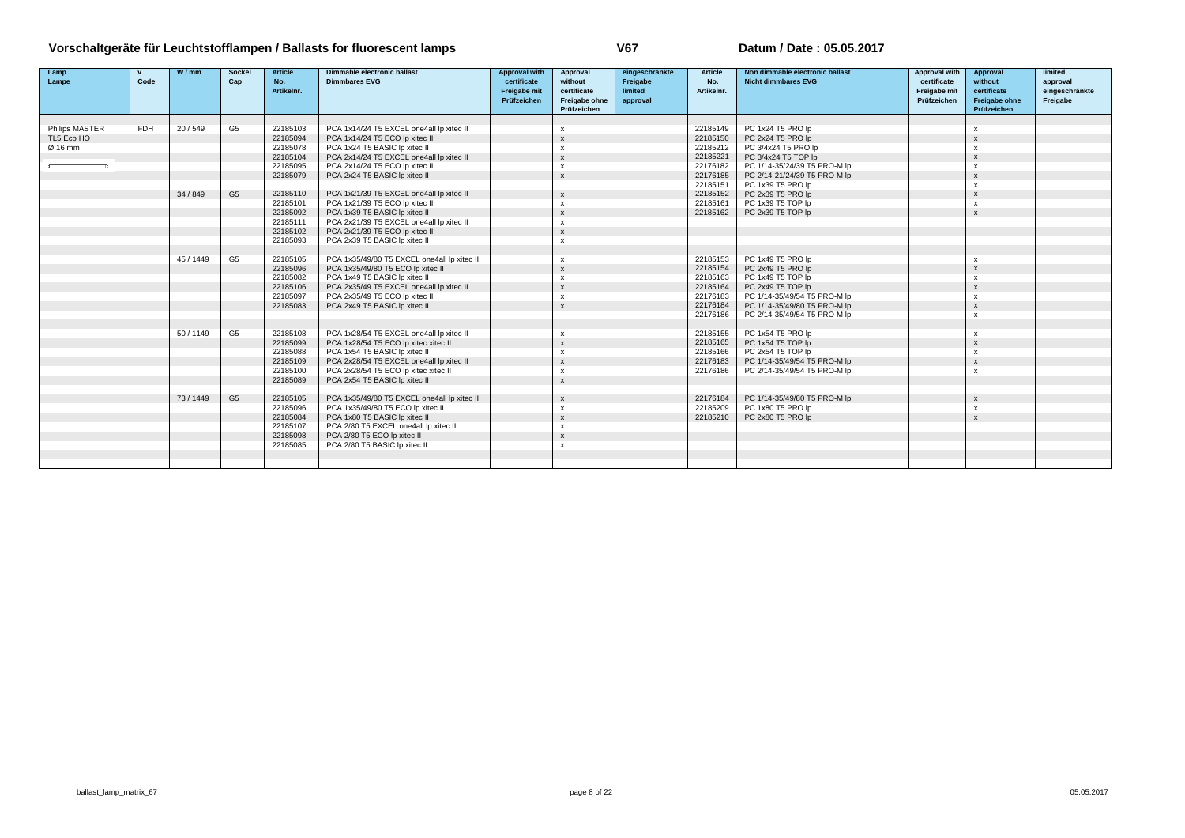# Vorschaltgeräte für Leuchtstofflampen / Ballasts for fluorescent lamps

**V67**

**Datum / Date : 05.05.2017**

| Lamp Lampe | v Code | W / mm | Sockel Cap | Article No. Artikelnr. | Dimmable electronic ballast Dimmbares EVG | Approval with certificate Freigabe mit Prüfzeichen | Approval without certificate Freigabe ohne Prüfzeichen | eingeschränkte Freigabe limited approval | Article No. Artikelnr. | Non dimmable electronic ballast Nicht dimmbares EVG | Approval with certificate Freigabe mit Prüfzeichen | Approval without certificate Freigabe ohne Prüfzeichen | limited approval eingeschränkte Freigabe |
|---|---|---|---|---|---|---|---|---|---|---|---|---|---|
| Philips MASTER | FDH | 20 / 549 | G5 | 22185103 | PCA 1x14/24 T5 EXCEL one4all lp xitec II | | x | | 22185149 | PC 1x24 T5 PRO lp | | x | |
| TL5 Eco HO | | | | 22185094 | PCA 1x14/24 T5 ECO lp xitec II | | x | | 22185150 | PC 2x24 T5 PRO lp | | x | |
| Ø 16 mm | | | | 22185078 | PCA 1x24 T5 BASIC lp xitec II | | x | | 22185212 | PC 3/4x24 T5 PRO lp | | x | |
| | | | | 22185104 | PCA 2x14/24 T5 EXCEL one4all lp xitec II | | x | | 22185221 | PC 3/4x24 T5 TOP lp | | x | |
| | | | | 22185095 | PCA 2x14/24 T5 ECO lp xitec II | | x | | 22176182 | PC 1/14-35/24/39 T5 PRO-M lp | | x | |
| | | | | 22185079 | PCA 2x24 T5 BASIC lp xitec II | | x | | 22176185 | PC 2/14-21/24/39 T5 PRO-M lp | | x | |
| | | | | | | | | | 22185151 | PC 1x39 T5 PRO lp | | x | |
| | | 34 / 849 | G5 | 22185110 | PCA 1x21/39 T5 EXCEL one4all lp xitec II | | x | | 22185152 | PC 2x39 T5 PRO lp | | x | |
| | | | | 22185101 | PCA 1x21/39 T5 ECO lp xitec II | | x | | 22185161 | PC 1x39 T5 TOP lp | | x | |
| | | | | 22185092 | PCA 1x39 T5 BASIC lp xitec II | | x | | 22185162 | PC 2x39 T5 TOP lp | | x | |
| | | | | 22185111 | PCA 2x21/39 T5 EXCEL one4all lp xitec II | | x | | | | | | |
| | | | | 22185102 | PCA 2x21/39 T5 ECO lp xitec II | | x | | | | | | |
| | | | | 22185093 | PCA 2x39 T5 BASIC lp xitec II | | x | | | | | | |
| | | 45 / 1449 | G5 | 22185105 | PCA 1x35/49/80 T5 EXCEL one4all lp xitec II | | x | | 22185153 | PC 1x49 T5 PRO lp | | x | |
| | | | | 22185096 | PCA 1x35/49/80 T5 ECO lp xitec II | | x | | 22185154 | PC 2x49 T5 PRO lp | | x | |
| | | | | 22185082 | PCA 1x49 T5 BASIC lp xitec II | | x | | 22185163 | PC 1x49 T5 TOP lp | | x | |
| | | | | 22185106 | PCA 2x35/49 T5 EXCEL one4all lp xitec II | | x | | 22185164 | PC 2x49 T5 TOP lp | | x | |
| | | | | 22185097 | PCA 2x35/49 T5 ECO lp xitec II | | x | | 22176183 | PC 1/14-35/49/54 T5 PRO-M lp | | x | |
| | | | | 22185083 | PCA 2x49 T5 BASIC lp xitec II | | x | | 22176184 | PC 1/14-35/49/80 T5 PRO-M lp | | x | |
| | | | | | | | | | 22176186 | PC 2/14-35/49/54 T5 PRO-M lp | | x | |
| | | 50 / 1149 | G5 | 22185108 | PCA 1x28/54 T5 EXCEL one4all lp xitec II | | x | | 22185155 | PC 1x54 T5 PRO lp | | x | |
| | | | | 22185099 | PCA 1x28/54 T5 ECO lp xitec xitec II | | x | | 22185165 | PC 1x54 T5 TOP lp | | x | |
| | | | | 22185088 | PCA 1x54 T5 BASIC lp xitec II | | x | | 22185166 | PC 2x54 T5 TOP lp | | x | |
| | | | | 22185109 | PCA 2x28/54 T5 EXCEL one4all lp xitec II | | x | | 22176183 | PC 1/14-35/49/54 T5 PRO-M lp | | x | |
| | | | | 22185100 | PCA 2x28/54 T5 ECO lp xitec xitec II | | x | | 22176186 | PC 2/14-35/49/54 T5 PRO-M lp | | x | |
| | | | | 22185089 | PCA 2x54 T5 BASIC lp xitec II | | x | | | | | | |
| | | 73 / 1449 | G5 | 22185105 | PCA 1x35/49/80 T5 EXCEL one4all lp xitec II | | x | | 22176184 | PC 1/14-35/49/80 T5 PRO-M lp | | x | |
| | | | | 22185096 | PCA 1x35/49/80 T5 ECO lp xitec II | | x | | 22185209 | PC 1x80 T5 PRO lp | | x | |
| | | | | 22185084 | PCA 1x80 T5 BASIC lp xitec II | | x | | 22185210 | PC 2x80 T5 PRO lp | | x | |
| | | | | 22185107 | PCA 2/80 T5 EXCEL one4all lp xitec II | | x | | | | | | |
| | | | | 22185098 | PCA 2/80 T5 ECO lp xitec II | | x | | | | | | |
| | | | | 22185085 | PCA 2/80 T5 BASIC lp xitec II | | x | | | | | | |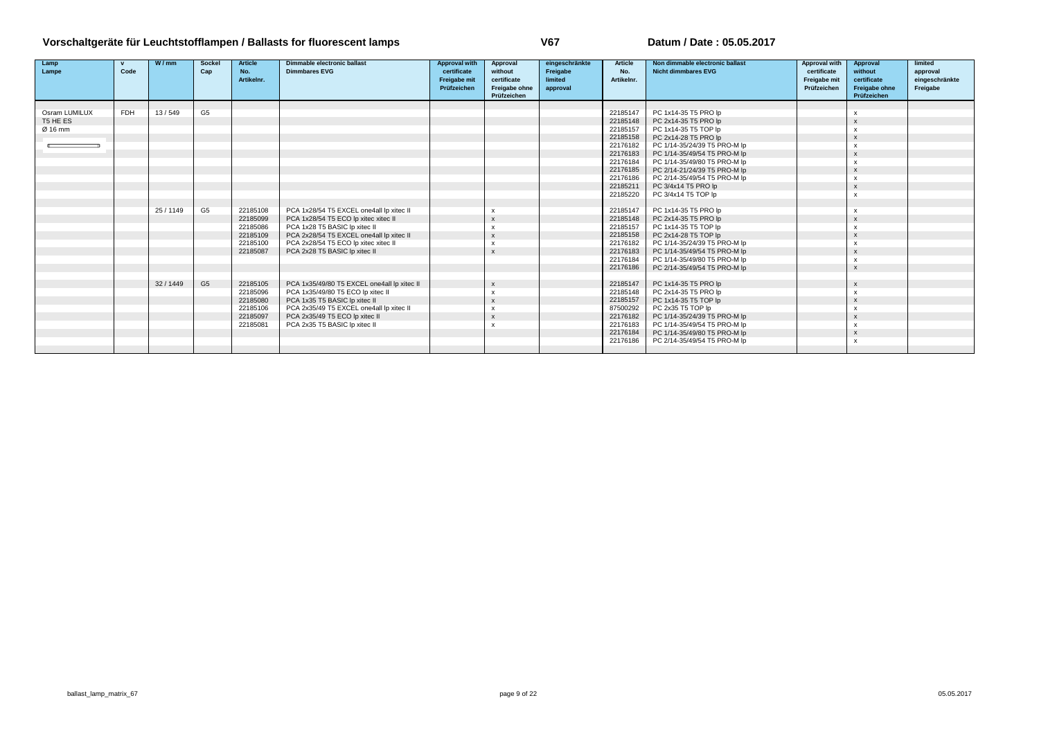# Vorschaltgeräte für Leuchtstofflampen / Ballasts for fluorescent lamps

**V67**

**Datum / Date : 05.05.2017**

| Lamp Lampe | v Code | W / mm | Sockel Cap | Article No. Artikelnr. | Dimmable electronic ballast Dimmbares EVG | Approval with certificate Freigabe mit Prüfzeichen | Approval without certificate Freigabe ohne Prüfzeichen | eingeschränkte Freigabe limited approval | Article No. Artikelnr. | Non dimmable electronic ballast Nicht dimmbares EVG | Approval with certificate Freigabe mit Prüfzeichen | Approval without certificate Freigabe ohne Prüfzeichen | limited approval eingeschränkte Freigabe |
|---|---|---|---|---|---|---|---|---|---|---|---|---|---|
| Osram LUMILUX | FDH | 13 / 549 | G5 | | | | | | 22185147 | PC 1x14-35 T5 PRO lp | | x | |
| T5 HE ES | | | | | | | | | 22185148 | PC 2x14-35 T5 PRO lp | | x | |
| Ø 16 mm | | | | | | | | | 22185157 | PC 1x14-35 T5 TOP lp | | x | |
| | | | | | | | | | 22185158 | PC 2x14-28 T5 PRO lp | | x | |
| | | | | | | | | | 22176182 | PC 1/14-35/24/39 T5 PRO-M lp | | x | |
| | | | | | | | | | 22176183 | PC 1/14-35/49/54 T5 PRO-M lp | | x | |
| | | | | | | | | | 22176184 | PC 1/14-35/49/80 T5 PRO-M lp | | x | |
| | | | | | | | | | 22176185 | PC 2/14-21/24/39 T5 PRO-M lp | | x | |
| | | | | | | | | | 22176186 | PC 2/14-35/49/54 T5 PRO-M lp | | x | |
| | | | | | | | | | 22185211 | PC 3/4x14 T5 PRO lp | | x | |
| | | | | | | | | | 22185220 | PC 3/4x14 T5 TOP lp | | x | |
| | | 25 / 1149 | G5 | 22185108 | PCA 1x28/54 T5 EXCEL one4all lp xitec II | | x | | 22185147 | PC 1x14-35 T5 PRO lp | | x | |
| | | | | 22185099 | PCA 1x28/54 T5 ECO lp xitec xitec II | | x | | 22185148 | PC 2x14-35 T5 PRO lp | | x | |
| | | | | 22185086 | PCA 1x28 T5 BASIC lp xitec II | | x | | 22185157 | PC 1x14-35 T5 TOP lp | | x | |
| | | | | 22185109 | PCA 2x28/54 T5 EXCEL one4all lp xitec II | | x | | 22185158 | PC 2x14-28 T5 TOP lp | | x | |
| | | | | 22185100 | PCA 2x28/54 T5 ECO lp xitec xitec II | | x | | 22176182 | PC 1/14-35/24/39 T5 PRO-M lp | | x | |
| | | | | 22185087 | PCA 2x28 T5 BASIC lp xitec II | | x | | 22176183 | PC 1/14-35/49/54 T5 PRO-M lp | | x | |
| | | | | | | | | | 22176184 | PC 1/14-35/49/80 T5 PRO-M lp | | x | |
| | | | | | | | | | 22176186 | PC 2/14-35/49/54 T5 PRO-M lp | | x | |
| | | 32 / 1449 | G5 | 22185105 | PCA 1x35/49/80 T5 EXCEL one4all lp xitec II | | x | | 22185147 | PC 1x14-35 T5 PRO lp | | x | |
| | | | | 22185096 | PCA 1x35/49/80 T5 ECO lp xitec II | | x | | 22185148 | PC 2x14-35 T5 PRO lp | | x | |
| | | | | 22185080 | PCA 1x35 T5 BASIC lp xitec II | | x | | 22185157 | PC 1x14-35 T5 TOP lp | | x | |
| | | | | 22185106 | PCA 2x35/49 T5 EXCEL one4all lp xitec II | | x | | 87500292 | PC 2x35 T5 TOP lp | | x | |
| | | | | 22185097 | PCA 2x35/49 T5 ECO lp xitec II | | x | | 22176182 | PC 1/14-35/24/39 T5 PRO-M lp | | x | |
| | | | | 22185081 | PCA 2x35 T5 BASIC lp xitec II | | x | | 22176183 | PC 1/14-35/49/54 T5 PRO-M lp | | x | |
| | | | | | | | | | 22176184 | PC 1/14-35/49/80 T5 PRO-M lp | | x | |
| | | | | | | | | | 22176186 | PC 2/14-35/49/54 T5 PRO-M lp | | x | |

ballast_lamp_matrix_67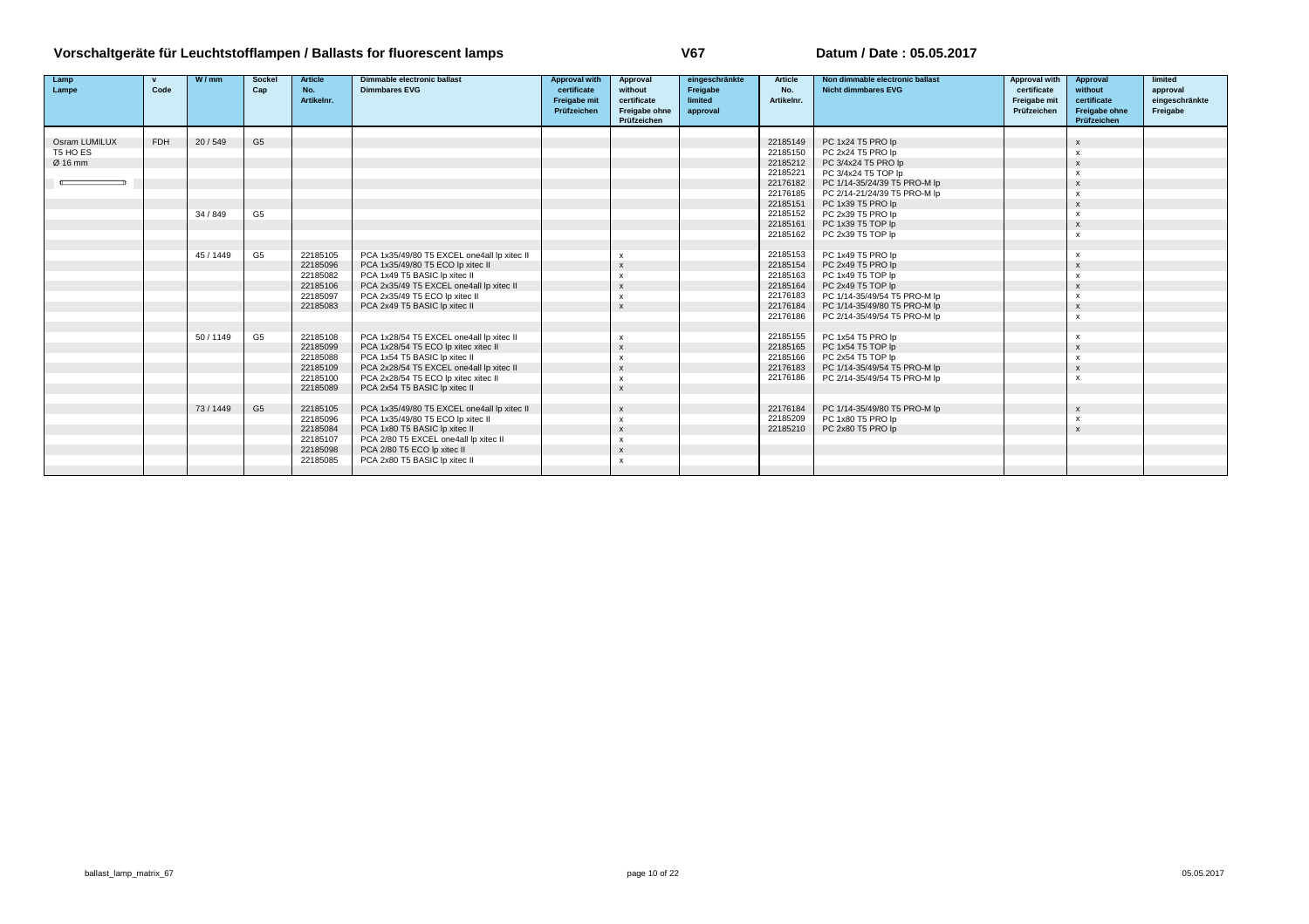# Vorschaltgeräte für Leuchtstofflampen / Ballasts for fluorescent lamps

**V67**

**Datum / Date : 05.05.2017**

| Lamp Lampe | v Code | W / mm | Sockel Cap | Article No. Artikelnr. | Dimmable electronic ballast Dimmbares EVG | Approval with certificate Freigabe mit Prüfzeichen | Approval without certificate Freigabe ohne Prüfzeichen | eingeschränkte Freigabe limited approval | Article No. Artikelnr. | Non dimmable electronic ballast Nicht dimmbares EVG | Approval with certificate Freigabe mit Prüfzeichen | Approval without certificate Freigabe ohne Prüfzeichen | limited approval eingeschränkte Freigabe |
|---|---|---|---|---|---|---|---|---|---|---|---|---|---|
| Osram LUMILUX | FDH | 20 / 549 | G5 | | | | | | 22185149 | PC 1x24 T5 PRO lp | | x | |
| T5 HO ES | | | | | | | | | 22185150 | PC 2x24 T5 PRO lp | | x | |
| Ø 16 mm | | | | | | | | | 22185212 | PC 3/4x24 T5 PRO lp | | x | |
| | | | | | | | | | 22185221 | PC 3/4x24 T5 TOP lp | | x | |
| | | | | | | | | | 22176182 | PC 1/14-35/24/39 T5 PRO-M lp | | x | |
| | | | | | | | | | 22176185 | PC 2/14-21/24/39 T5 PRO-M lp | | x | |
| | | | | | | | | | 22185151 | PC 1x39 T5 PRO lp | | x | |
| | | 34 / 849 | G5 | | | | | | 22185152 | PC 2x39 T5 PRO lp | | x | |
| | | | | | | | | | 22185161 | PC 1x39 T5 TOP lp | | x | |
| | | | | | | | | | 22185162 | PC 2x39 T5 TOP lp | | x | |
| | | 45 / 1449 | G5 | 22185105 | PCA 1x35/49/80 T5 EXCEL one4all lp xitec II | | x | | 22185153 | PC 1x49 T5 PRO lp | | x | |
| | | | | 22185096 | PCA 1x35/49/80 T5 ECO lp xitec II | | x | | 22185154 | PC 2x49 T5 PRO lp | | x | |
| | | | | 22185082 | PCA 1x49 T5 BASIC lp xitec II | | x | | 22185163 | PC 1x49 T5 TOP lp | | x | |
| | | | | 22185106 | PCA 2x35/49 T5 EXCEL one4all lp xitec II | | x | | 22185164 | PC 2x49 T5 TOP lp | | x | |
| | | | | 22185097 | PCA 2x35/49 T5 ECO lp xitec II | | x | | 22176183 | PC 1/14-35/49/54 T5 PRO-M lp | | x | |
| | | | | 22185083 | PCA 2x49 T5 BASIC lp xitec II | | x | | 22176184 | PC 1/14-35/49/80 T5 PRO-M lp | | x | |
| | | | | | | | | | 22176186 | PC 2/14-35/49/54 T5 PRO-M lp | | x | |
| | | 50 / 1149 | G5 | 22185108 | PCA 1x28/54 T5 EXCEL one4all lp xitec II | | x | | 22185155 | PC 1x54 T5 PRO lp | | x | |
| | | | | 22185099 | PCA 1x28/54 T5 ECO lp xitec xitec II | | x | | 22185165 | PC 1x54 T5 TOP lp | | x | |
| | | | | 22185088 | PCA 1x54 T5 BASIC lp xitec II | | x | | 22185166 | PC 2x54 T5 TOP lp | | x | |
| | | | | 22185109 | PCA 2x28/54 T5 EXCEL one4all lp xitec II | | x | | 22176183 | PC 1/14-35/49/54 T5 PRO-M lp | | x | |
| | | | | 22185100 | PCA 2x28/54 T5 ECO lp xitec xitec II | | x | | 22176186 | PC 2/14-35/49/54 T5 PRO-M lp | | x | |
| | | | | 22185089 | PCA 2x54 T5 BASIC lp xitec II | | x | | | | | | |
| | | 73 / 1449 | G5 | 22185105 | PCA 1x35/49/80 T5 EXCEL one4all lp xitec II | | x | | 22176184 | PC 1/14-35/49/80 T5 PRO-M lp | | x | |
| | | | | 22185096 | PCA 1x35/49/80 T5 ECO lp xitec II | | x | | 22185209 | PC 1x80 T5 PRO lp | | x | |
| | | | | 22185084 | PCA 1x80 T5 BASIC lp xitec II | | x | | 22185210 | PC 2x80 T5 PRO lp | | x | |
| | | | | 22185107 | PCA 2/80 T5 EXCEL one4all lp xitec II | | x | | | | | | |
| | | | | 22185098 | PCA 2/80 T5 ECO lp xitec II | | x | | | | | | |
| | | | | 22185085 | PCA 2x80 T5 BASIC lp xitec II | | x | | | | | | |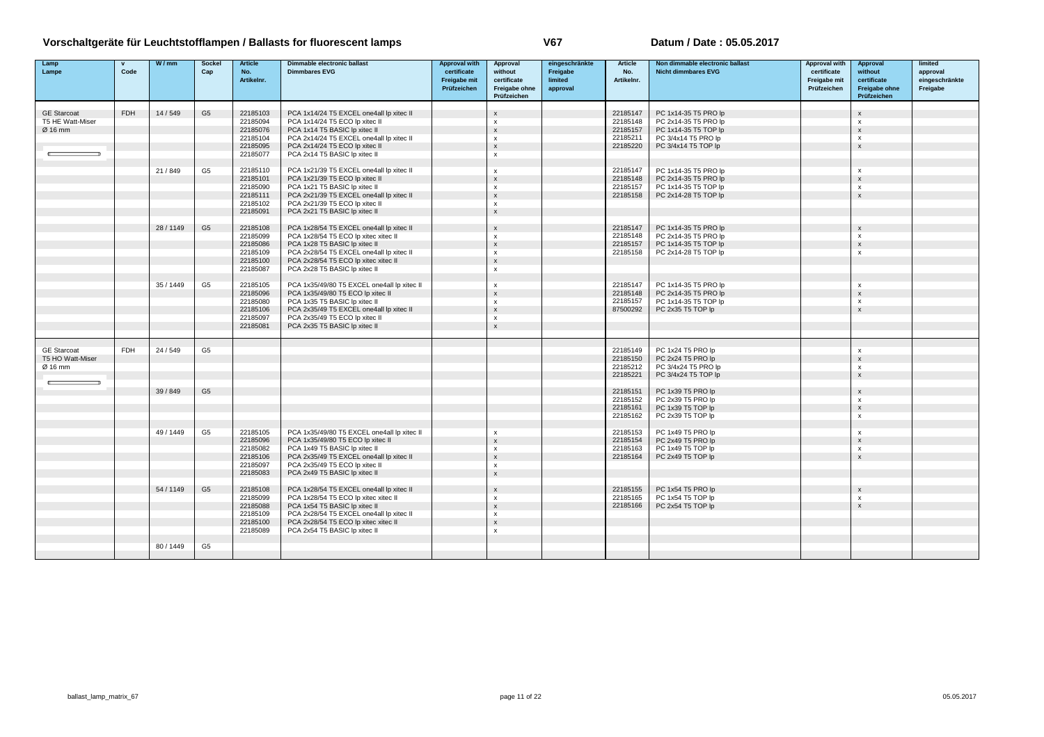# Vorschaltgeräte für Leuchtstofflampen / Ballasts for fluorescent lamps

**V67**

**Datum / Date : 05.05.2017**

| Lamp Lampe | v Code | W / mm | Sockel Cap | Article No. Artikelnr. | Dimmable electronic ballast Dimmbares EVG | Approval with certificate Freigabe mit Prüfzeichen | Approval without certificate Freigabe ohne Prüfzeichen | eingeschränkte Freigabe limited approval | Article No. Artikelnr. | Non dimmable electronic ballast Nicht dimmbares EVG | Approval with certificate Freigabe mit Prüfzeichen | Approval without certificate Freigabe ohne Prüfzeichen | limited approval eingeschränkte Freigabe |
|---|---|---|---|---|---|---|---|---|---|---|---|---|---|
| GE Starcoat | FDH | 14 / 549 | G5 | 22185103 | PCA 1x14/24 T5 EXCEL one4all lp xitec II | | x | | 22185147 | PC 1x14-35 T5 PRO lp | | x | |
| T5 HE Watt-Miser | | | | 22185094 | PCA 1x14/24 T5 ECO lp xitec II | | x | | 22185148 | PC 2x14-35 T5 PRO lp | | x | |
| Ø 16 mm | | | | 22185076 | PCA 1x14 T5 BASIC lp xitec II | | x | | 22185157 | PC 1x14-35 T5 TOP lp | | x | |
| | | | | 22185104 | PCA 2x14/24 T5 EXCEL one4all lp xitec II | | x | | 22185211 | PC 3/4x14 T5 PRO lp | | x | |
| | | | | 22185095 | PCA 2x14/24 T5 ECO lp xitec II | | x | | 22185220 | PC 3/4x14 T5 TOP lp | | x | |
| | | | | 22185077 | PCA 2x14 T5 BASIC lp xitec II | | x | | | | | | |
| | | 21 / 849 | G5 | 22185110 | PCA 1x21/39 T5 EXCEL one4all lp xitec II | | x | | 22185147 | PC 1x14-35 T5 PRO lp | | x | |
| | | | | 22185101 | PCA 1x21/39 T5 ECO lp xitec II | | x | | 22185148 | PC 2x14-35 T5 PRO lp | | x | |
| | | | | 22185090 | PCA 1x21 T5 BASIC lp xitec II | | x | | 22185157 | PC 1x14-35 T5 TOP lp | | x | |
| | | | | 22185111 | PCA 2x21/39 T5 EXCEL one4all lp xitec II | | x | | 22185158 | PC 2x14-28 T5 TOP lp | | x | |
| | | | | 22185102 | PCA 2x21/39 T5 ECO lp xitec II | | x | | | | | | |
| | | | | 22185091 | PCA 2x21 T5 BASIC lp xitec II | | x | | | | | | |
| | | 28 / 1149 | G5 | 22185108 | PCA 1x28/54 T5 EXCEL one4all lp xitec II | | x | | 22185147 | PC 1x14-35 T5 PRO lp | | x | |
| | | | | 22185099 | PCA 1x28/54 T5 ECO lp xitec xitec II | | x | | 22185148 | PC 2x14-35 T5 PRO lp | | x | |
| | | | | 22185086 | PCA 1x28 T5 BASIC lp xitec II | | x | | 22185157 | PC 1x14-35 T5 TOP lp | | x | |
| | | | | 22185109 | PCA 2x28/54 T5 EXCEL one4all lp xitec II | | x | | 22185158 | PC 2x14-28 T5 TOP lp | | x | |
| | | | | 22185100 | PCA 2x28/54 T5 ECO lp xitec xitec II | | x | | | | | | |
| | | | | 22185087 | PCA 2x28 T5 BASIC lp xitec II | | x | | | | | | |
| | | 35 / 1449 | G5 | 22185105 | PCA 1x35/49/80 T5 EXCEL one4all lp xitec II | | x | | 22185147 | PC 1x14-35 T5 PRO lp | | x | |
| | | | | 22185096 | PCA 1x35/49/80 T5 ECO lp xitec II | | x | | 22185148 | PC 2x14-35 T5 PRO lp | | x | |
| | | | | 22185080 | PCA 1x35 T5 BASIC lp xitec II | | x | | 22185157 | PC 1x14-35 T5 TOP lp | | x | |
| | | | | 22185106 | PCA 2x35/49 T5 EXCEL one4all lp xitec II | | x | | 87500292 | PC 2x35 T5 TOP lp | | x | |
| | | | | 22185097 | PCA 2x35/49 T5 ECO lp xitec II | | x | | | | | | |
| | | | | 22185081 | PCA 2x35 T5 BASIC lp xitec II | | x | | | | | | |
| GE Starcoat | FDH | 24 / 549 | G5 | | | | | | 22185149 | PC 1x24 T5 PRO lp | | x | |
| T5 HO Watt-Miser | | | | | | | | | 22185150 | PC 2x24 T5 PRO lp | | x | |
| Ø 16 mm | | | | | | | | | 22185212 | PC 3/4x24 T5 PRO lp | | x | |
| | | | | | | | | | 22185221 | PC 3/4x24 T5 TOP lp | | x | |
| | | 39 / 849 | G5 | | | | | | 22185151 | PC 1x39 T5 PRO lp | | x | |
| | | | | | | | | | 22185152 | PC 2x39 T5 PRO lp | | x | |
| | | | | | | | | | 22185161 | PC 1x39 T5 TOP lp | | x | |
| | | | | | | | | | 22185162 | PC 2x39 T5 TOP lp | | x | |
| | | 49 / 1449 | G5 | 22185105 | PCA 1x35/49/80 T5 EXCEL one4all lp xitec II | | x | | 22185153 | PC 1x49 T5 PRO lp | | x | |
| | | | | 22185096 | PCA 1x35/49/80 T5 ECO lp xitec II | | x | | 22185154 | PC 2x49 T5 PRO lp | | x | |
| | | | | 22185082 | PCA 1x49 T5 BASIC lp xitec II | | x | | 22185163 | PC 1x49 T5 TOP lp | | x | |
| | | | | 22185106 | PCA 2x35/49 T5 EXCEL one4all lp xitec II | | x | | 22185164 | PC 2x49 T5 TOP lp | | x | |
| | | | | 22185097 | PCA 2x35/49 T5 ECO lp xitec II | | x | | | | | | |
| | | | | 22185083 | PCA 2x49 T5 BASIC lp xitec II | | x | | | | | | |
| | | 54 / 1149 | G5 | 22185108 | PCA 1x28/54 T5 EXCEL one4all lp xitec II | | x | | 22185155 | PC 1x54 T5 PRO lp | | x | |
| | | | | 22185099 | PCA 1x28/54 T5 ECO lp xitec xitec II | | x | | 22185165 | PC 1x54 T5 TOP lp | | x | |
| | | | | 22185088 | PCA 1x54 T5 BASIC lp xitec II | | x | | 22185166 | PC 2x54 T5 TOP lp | | x | |
| | | | | 22185109 | PCA 2x28/54 T5 EXCEL one4all lp xitec II | | x | | | | | | |
| | | | | 22185100 | PCA 2x28/54 T5 ECO lp xitec xitec II | | x | | | | | | |
| | | | | 22185089 | PCA 2x54 T5 BASIC lp xitec II | | x | | | | | | |
| | | 80 / 1449 | G5 | | | | | | | | | | |

ballast_lamp_matrix_67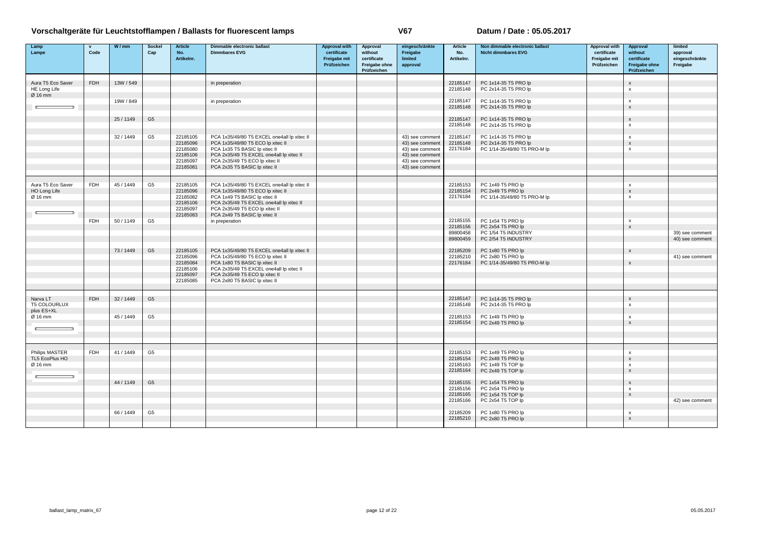# Vorschaltgeräte für Leuchtstofflampen / Ballasts for fluorescent lamps

**V67**

**Datum / Date : 05.05.2017**

| Lamp Lampe | v Code | W / mm | Sockel Cap | Article No. Artikelnr. | Dimmable electronic ballast Dimmbares EVG | Approval with certificate Freigabe mit Prüfzeichen | Approval without certificate Freigabe ohne Prüfzeichen | eingeschränkte Freigabe limited approval | Article No. Artikelnr. | Non dimmable electronic ballast Nicht dimmbares EVG | Approval with certificate Freigabe mit Prüfzeichen | Approval without certificate Freigabe ohne Prüfzeichen | limited approval eingeschränkte Freigabe |
|---|---|---|---|---|---|---|---|---|---|---|---|---|---|
| Aura T5 Eco Saver | FDH | 13W / 549 | | | in preperation | | | | 22185147 | PC 1x14-35 T5 PRO lp | | x | |
| HE Long Life | | | | | | | | | 22185148 | PC 2x14-35 T5 PRO lp | | x | |
| Ø 16 mm | | | | | | | | | | | | | |
| | | 19W / 849 | | | in preperation | | | | 22185147 | PC 1x14-35 T5 PRO lp | | x | |
| | | | | | | | | | 22185148 | PC 2x14-35 T5 PRO lp | | x | |
| | | 25 / 1149 | G5 | | | | | | 22185147 | PC 1x14-35 T5 PRO lp | | x | |
| | | | | | | | | | 22185148 | PC 2x14-35 T5 PRO lp | | x | |
| | | 32 / 1449 | G5 | 22185105 | PCA 1x35/49/80 T5 EXCEL one4all lp xitec II | | | 43) see comment | 22185147 | PC 1x14-35 T5 PRO lp | | x | |
| | | | | 22185096 | PCA 1x35/49/80 T5 ECO lp xitec II | | | 43) see comment | 22185148 | PC 2x14-35 T5 PRO lp | | x | |
| | | | | 22185080 | PCA 1x35 T5 BASIC lp xitec II | | | 43) see comment | 22176184 | PC 1/14-35/49/80 T5 PRO-M lp | | x | |
| | | | | 22185106 | PCA 2x35/49 T5 EXCEL one4all lp xitec II | | | 43) see comment | | | | | |
| | | | | 22185097 | PCA 2x35/49 T5 ECO lp xitec II | | | 43) see comment | | | | | |
| | | | | 22185081 | PCA 2x35 T5 BASIC lp xitec II | | | 43) see comment | | | | | |
| Aura T5 Eco Saver | FDH | 45 / 1449 | G5 | 22185105 | PCA 1x35/49/80 T5 EXCEL one4all lp xitec II | | | | 22185153 | PC 1x49 T5 PRO lp | | x | |
| HO Long Life | | | | 22185096 | PCA 1x35/49/80 T5 ECO lp xitec II | | | | 22185154 | PC 2x49 T5 PRO lp | | x | |
| Ø 16 mm | | | | 22185082 | PCA 1x49 T5 BASIC lp xitec II | | | | 22176184 | PC 1/14-35/49/80 T5 PRO-M lp | | x | |
| | | | | 22185106 | PCA 2x35/49 T5 EXCEL one4all lp xitec II | | | | | | | | |
| | | | | 22185097 | PCA 2x35/49 T5 ECO lp xitec II | | | | | | | | |
| | | | | 22185083 | PCA 2x49 T5 BASIC lp xitec II | | | | | | | | |
| | FDH | 50 / 1149 | G5 | | in preperation | | | | 22185155 | PC 1x54 T5 PRO lp | | x | |
| | | | | | | | | | 22185156 | PC 2x54 T5 PRO lp | | x | |
| | | | | | | | | | 89800458 | PC 1/54 T5 INDUSTRY | | | 39) see comment |
| | | | | | | | | | 89800459 | PC 2/54 T5 INDUSTRY | | | 40) see comment |
| | | 73 / 1449 | G5 | 22185105 | PCA 1x35/49/80 T5 EXCEL one4all lp xitec II | | | | 22185209 | PC 1x80 T5 PRO lp | | x | |
| | | | | 22185096 | PCA 1x35/49/80 T5 ECO lp xitec II | | | | 22185210 | PC 2x80 T5 PRO lp | | | 41) see comment |
| | | | | 22185084 | PCA 1x80 T5 BASIC lp xitec II | | | | 22176184 | PC 1/14-35/49/80 T5 PRO-M lp | | x | |
| | | | | 22185106 | PCA 2x35/49 T5 EXCEL one4all lp xitec II | | | | | | | | |
| | | | | 22185097 | PCA 2x35/49 T5 ECO lp xitec II | | | | | | | | |
| | | | | 22185085 | PCA 2x80 T5 BASIC lp xitec II | | | | | | | | |
| Narva LT | FDH | 32 / 1449 | G5 | | | | | | 22185147 | PC 1x14-35 T5 PRO lp | | x | |
| T5 COLOURLUX | | | | | | | | | 22185148 | PC 2x14-35 T5 PRO lp | | x | |
| plus ES+XL | | | | | | | | | | | | | |
| Ø 16 mm | | 45 / 1449 | G5 | | | | | | 22185153 | PC 1x49 T5 PRO lp | | x | |
| | | | | | | | | | 22185154 | PC 2x49 T5 PRO lp | | x | |
| Philips MASTER | FDH | 41 / 1449 | G5 | | | | | | 22185153 | PC 1x49 T5 PRO lp | | x | |
| TL5 EcoPlus HO | | | | | | | | | 22185154 | PC 2x49 T5 PRO lp | | x | |
| Ø 16 mm | | | | | | | | | 22185163 | PC 1x49 T5 TOP lp | | x | |
| | | | | | | | | | 22185164 | PC 2x49 T5 TOP lp | | x | |
| | | 44 / 1149 | G5 | | | | | | 22185155 | PC 1x54 T5 PRO lp | | x | |
| | | | | | | | | | 22185156 | PC 2x54 T5 PRO lp | | x | |
| | | | | | | | | | 22185165 | PC 1x54 T5 TOP lp | | x | |
| | | | | | | | | | 22185166 | PC 2x54 T5 TOP lp | | | 42) see comment |
| | | 66 / 1449 | G5 | | | | | | 22185209 | PC 1x80 T5 PRO lp | | x | |
| | | | | | | | | | 22185210 | PC 2x80 T5 PRO lp | | x | |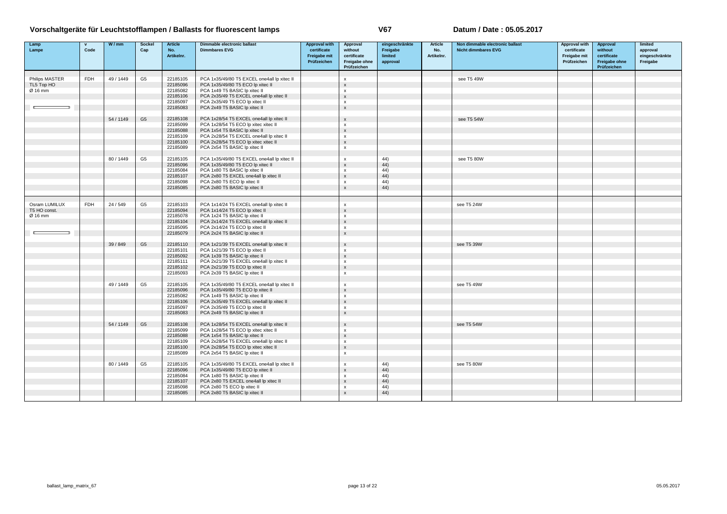# Vorschaltgeräte für Leuchtstofflampen / Ballasts for fluorescent lamps

**V67**

**Datum / Date : 05.05.2017**

| Lamp Lampe | v Code | W / mm | Sockel Cap | Article No. Artikelnr. | Dimmable electronic ballast Dimmbares EVG | Approval with certificate Freigabe mit Prüfzeichen | Approval without certificate Freigabe ohne Prüfzeichen | eingeschränkte Freigabe limited approval | Article No. Artikelnr. | Non dimmable electronic ballast Nicht dimmbares EVG | Approval with certificate Freigabe mit Prüfzeichen | Approval without certificate Freigabe ohne Prüfzeichen | limited approval eingeschränkte Freigabe |
|---|---|---|---|---|---|---|---|---|---|---|---|---|---|
| Philips MASTER | FDH | 49 / 1449 | G5 | 22185105 | PCA 1x35/49/80 T5 EXCEL one4all lp xitec II | | x | | | see T5 49W | | | |
| TL5 Top HO | | | | 22185096 | PCA 1x35/49/80 T5 ECO lp xitec II | | x | | | | | | |
| Ø 16 mm | | | | 22185082 | PCA 1x49 T5 BASIC lp xitec II | | x | | | | | | |
| | | | | 22185106 | PCA 2x35/49 T5 EXCEL one4all lp xitec II | | x | | | | | | |
| | | | | 22185097 | PCA 2x35/49 T5 ECO lp xitec II | | x | | | | | | |
| | | | | 22185083 | PCA 2x49 T5 BASIC lp xitec II | | x | | | | | | |
| | | 54 / 1149 | G5 | 22185108 | PCA 1x28/54 T5 EXCEL one4all lp xitec II | | x | | | see T5 54W | | | |
| | | | | 22185099 | PCA 1x28/54 T5 ECO lp xitec xitec II | | x | | | | | | |
| | | | | 22185088 | PCA 1x54 T5 BASIC lp xitec II | | x | | | | | | |
| | | | | 22185109 | PCA 2x28/54 T5 EXCEL one4all lp xitec II | | x | | | | | | |
| | | | | 22185100 | PCA 2x28/54 T5 ECO lp xitec xitec II | | x | | | | | | |
| | | | | 22185089 | PCA 2x54 T5 BASIC lp xitec II | | x | | | | | | |
| | | 80 / 1449 | G5 | 22185105 | PCA 1x35/49/80 T5 EXCEL one4all lp xitec II | | x | 44) | | see T5 80W | | | |
| | | | | 22185096 | PCA 1x35/49/80 T5 ECO lp xitec II | | x | 44) | | | | | |
| | | | | 22185084 | PCA 1x80 T5 BASIC lp xitec II | | x | 44) | | | | | |
| | | | | 22185107 | PCA 2x80 T5 EXCEL one4all lp xitec II | | x | 44) | | | | | |
| | | | | 22185098 | PCA 2x80 T5 ECO lp xitec II | | x | 44) | | | | | |
| | | | | 22185085 | PCA 2x80 T5 BASIC lp xitec II | | x | 44) | | | | | |
| Osram LUMILUX | FDH | 24 / 549 | G5 | 22185103 | PCA 1x14/24 T5 EXCEL one4all lp xitec II | | x | | | see T5 24W | | | |
| T5 HO const. | | | | 22185094 | PCA 1x14/24 T5 ECO lp xitec II | | x | | | | | | |
| Ø 16 mm | | | | 22185078 | PCA 1x24 T5 BASIC lp xitec II | | x | | | | | | |
| | | | | 22185104 | PCA 2x14/24 T5 EXCEL one4all lp xitec II | | x | | | | | | |
| | | | | 22185095 | PCA 2x14/24 T5 ECO lp xitec II | | x | | | | | | |
| | | | | 22185079 | PCA 2x24 T5 BASIC lp xitec II | | x | | | | | | |
| | | 39 / 849 | G5 | 22185110 | PCA 1x21/39 T5 EXCEL one4all lp xitec II | | x | | | see T5 39W | | | |
| | | | | 22185101 | PCA 1x21/39 T5 ECO lp xitec II | | x | | | | | | |
| | | | | 22185092 | PCA 1x39 T5 BASIC lp xitec II | | x | | | | | | |
| | | | | 22185111 | PCA 2x21/39 T5 EXCEL one4all lp xitec II | | x | | | | | | |
| | | | | 22185102 | PCA 2x21/39 T5 ECO lp xitec II | | x | | | | | | |
| | | | | 22185093 | PCA 2x39 T5 BASIC lp xitec II | | x | | | | | | |
| | | 49 / 1449 | G5 | 22185105 | PCA 1x35/49/80 T5 EXCEL one4all lp xitec II | | x | | | see T5 49W | | | |
| | | | | 22185096 | PCA 1x35/49/80 T5 ECO lp xitec II | | x | | | | | | |
| | | | | 22185082 | PCA 1x49 T5 BASIC lp xitec II | | x | | | | | | |
| | | | | 22185106 | PCA 2x35/49 T5 EXCEL one4all lp xitec II | | x | | | | | | |
| | | | | 22185097 | PCA 2x35/49 T5 ECO lp xitec II | | x | | | | | | |
| | | | | 22185083 | PCA 2x49 T5 BASIC lp xitec II | | x | | | | | | |
| | | 54 / 1149 | G5 | 22185108 | PCA 1x28/54 T5 EXCEL one4all lp xitec II | | x | | | see T5 54W | | | |
| | | | | 22185099 | PCA 1x28/54 T5 ECO lp xitec xitec II | | x | | | | | | |
| | | | | 22185088 | PCA 1x54 T5 BASIC lp xitec II | | x | | | | | | |
| | | | | 22185109 | PCA 2x28/54 T5 EXCEL one4all lp xitec II | | x | | | | | | |
| | | | | 22185100 | PCA 2x28/54 T5 ECO lp xitec xitec II | | x | | | | | | |
| | | | | 22185089 | PCA 2x54 T5 BASIC lp xitec II | | x | | | | | | |
| | | 80 / 1449 | G5 | 22185105 | PCA 1x35/49/80 T5 EXCEL one4all lp xitec II | | x | 44) | | see T5 80W | | | |
| | | | | 22185096 | PCA 1x35/49/80 T5 ECO lp xitec II | | x | 44) | | | | | |
| | | | | 22185084 | PCA 1x80 T5 BASIC lp xitec II | | x | 44) | | | | | |
| | | | | 22185107 | PCA 2x80 T5 EXCEL one4all lp xitec II | | x | 44) | | | | | |
| | | | | 22185098 | PCA 2x80 T5 ECO lp xitec II | | x | 44) | | | | | |
| | | | | 22185085 | PCA 2x80 T5 BASIC lp xitec II | | x | 44) | | | | | |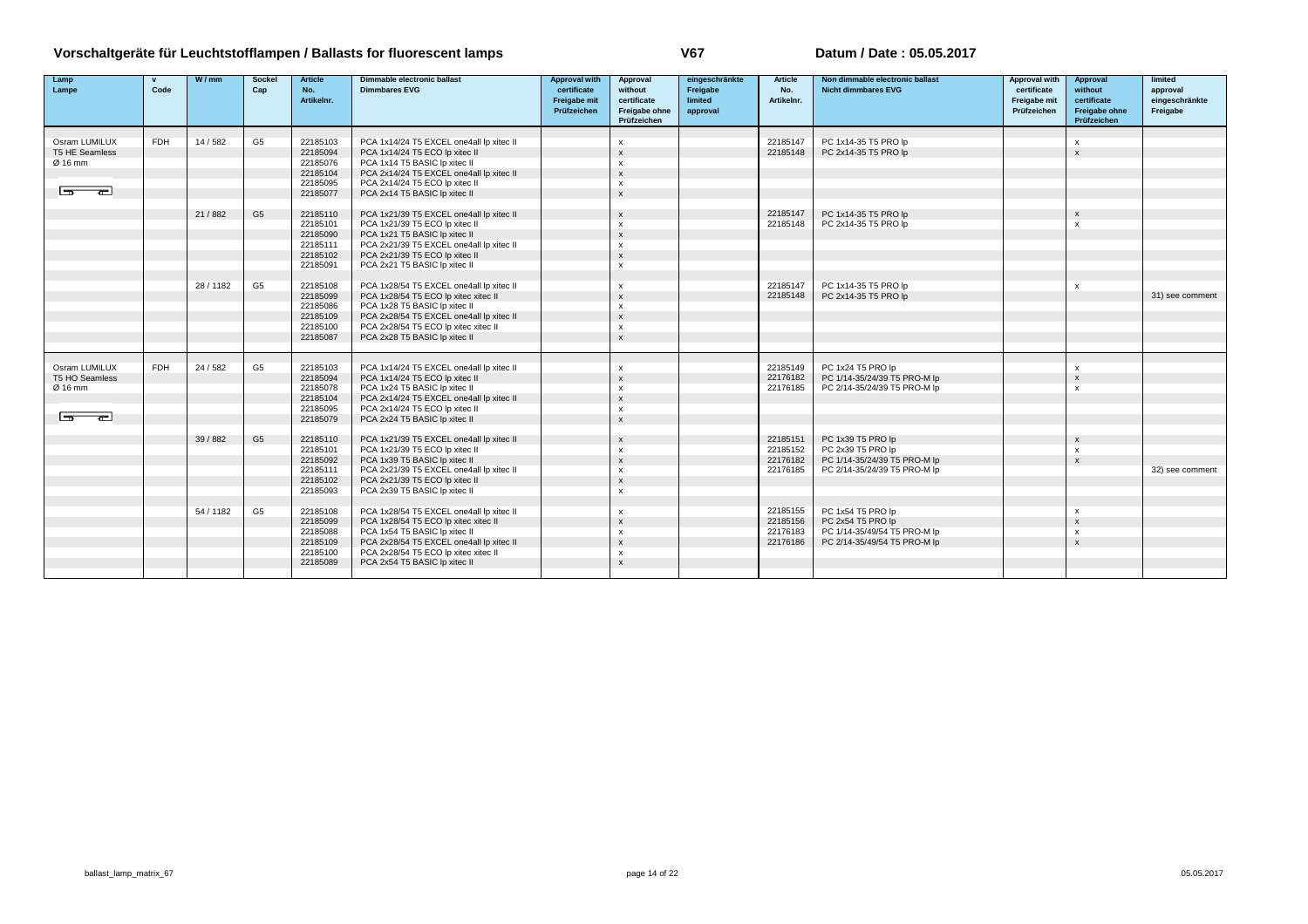# Vorschaltgeräte für Leuchtstofflampen / Ballasts for fluorescent lamps

**V67**

**Datum / Date : 05.05.2017**

| Lamp Lampe | v Code | W / mm | Sockel Cap | Article No. Artikelnr. | Dimmable electronic ballast Dimmbares EVG | Approval with certificate Freigabe mit Prüfzeichen | Approval without certificate Freigabe ohne Prüfzeichen | eingeschränkte Freigabe limited approval | Article No. Artikelnr. | Non dimmable electronic ballast Nicht dimmbares EVG | Approval with certificate Freigabe mit Prüfzeichen | Approval without certificate Freigabe ohne Prüfzeichen | limited approval eingeschränkte Freigabe |
|---|---|---|---|---|---|---|---|---|---|---|---|---|---|
| Osram LUMILUX | FDH | 14 / 582 | G5 | 22185103 | PCA 1x14/24 T5 EXCEL one4all lp xitec II | | x | | 22185147 | PC 1x14-35 T5 PRO lp | | x | |
| T5 HE Seamless | | | | 22185094 | PCA 1x14/24 T5 ECO lp xitec II | | x | | 22185148 | PC 2x14-35 T5 PRO lp | | x | |
| Ø 16 mm | | | | 22185076 | PCA 1x14 T5 BASIC lp xitec II | | x | | | | | | |
| | | | | 22185104 | PCA 2x14/24 T5 EXCEL one4all lp xitec II | | x | | | | | | |
| | | | | 22185095 | PCA 2x14/24 T5 ECO lp xitec II | | x | | | | | | |
| | | | | 22185077 | PCA 2x14 T5 BASIC lp xitec II | | x | | | | | | |
| | | 21 / 882 | G5 | 22185110 | PCA 1x21/39 T5 EXCEL one4all lp xitec II | | x | | 22185147 | PC 1x14-35 T5 PRO lp | | x | |
| | | | | 22185101 | PCA 1x21/39 T5 ECO lp xitec II | | x | | 22185148 | PC 2x14-35 T5 PRO lp | | x | |
| | | | | 22185090 | PCA 1x21 T5 BASIC lp xitec II | | x | | | | | | |
| | | | | 22185111 | PCA 2x21/39 T5 EXCEL one4all lp xitec II | | x | | | | | | |
| | | | | 22185102 | PCA 2x21/39 T5 ECO lp xitec II | | x | | | | | | |
| | | | | 22185091 | PCA 2x21 T5 BASIC lp xitec II | | x | | | | | | |
| | | 28 / 1182 | G5 | 22185108 | PCA 1x28/54 T5 EXCEL one4all lp xitec II | | x | | 22185147 | PC 1x14-35 T5 PRO lp | | x | |
| | | | | 22185099 | PCA 1x28/54 T5 ECO lp xitec xitec II | | x | | 22185148 | PC 2x14-35 T5 PRO lp | | | 31) see comment |
| | | | | 22185086 | PCA 1x28 T5 BASIC lp xitec II | | x | | | | | | |
| | | | | 22185109 | PCA 2x28/54 T5 EXCEL one4all lp xitec II | | x | | | | | | |
| | | | | 22185100 | PCA 2x28/54 T5 ECO lp xitec xitec II | | x | | | | | | |
| | | | | 22185087 | PCA 2x28 T5 BASIC lp xitec II | | x | | | | | | |
| Osram LUMILUX | FDH | 24 / 582 | G5 | 22185103 | PCA 1x14/24 T5 EXCEL one4all lp xitec II | | x | | 22185149 | PC 1x24 T5 PRO lp | | x | |
| T5 HO Seamless | | | | 22185094 | PCA 1x14/24 T5 ECO lp xitec II | | x | | 22176182 | PC 1/14-35/24/39 T5 PRO-M lp | | x | |
| Ø 16 mm | | | | 22185078 | PCA 1x24 T5 BASIC lp xitec II | | x | | 22176185 | PC 2/14-35/24/39 T5 PRO-M lp | | x | |
| | | | | 22185104 | PCA 2x14/24 T5 EXCEL one4all lp xitec II | | x | | | | | | |
| | | | | 22185095 | PCA 2x14/24 T5 ECO lp xitec II | | x | | | | | | |
| | | | | 22185079 | PCA 2x24 T5 BASIC lp xitec II | | x | | | | | | |
| | | 39 / 882 | G5 | 22185110 | PCA 1x21/39 T5 EXCEL one4all lp xitec II | | x | | 22185151 | PC 1x39 T5 PRO lp | | x | |
| | | | | 22185101 | PCA 1x21/39 T5 ECO lp xitec II | | x | | 22185152 | PC 2x39 T5 PRO lp | | x | |
| | | | | 22185092 | PCA 1x39 T5 BASIC lp xitec II | | x | | 22176182 | PC 1/14-35/24/39 T5 PRO-M lp | | x | |
| | | | | 22185111 | PCA 2x21/39 T5 EXCEL one4all lp xitec II | | x | | 22176185 | PC 2/14-35/24/39 T5 PRO-M lp | | | 32) see comment |
| | | | | 22185102 | PCA 2x21/39 T5 ECO lp xitec II | | x | | | | | | |
| | | | | 22185093 | PCA 2x39 T5 BASIC lp xitec II | | x | | | | | | |
| | | 54 / 1182 | G5 | 22185108 | PCA 1x28/54 T5 EXCEL one4all lp xitec II | | x | | 22185155 | PC 1x54 T5 PRO lp | | x | |
| | | | | 22185099 | PCA 1x28/54 T5 ECO lp xitec xitec II | | x | | 22185156 | PC 2x54 T5 PRO lp | | x | |
| | | | | 22185088 | PCA 1x54 T5 BASIC lp xitec II | | x | | 22176183 | PC 1/14-35/49/54 T5 PRO-M lp | | x | |
| | | | | 22185109 | PCA 2x28/54 T5 EXCEL one4all lp xitec II | | x | | 22176186 | PC 2/14-35/49/54 T5 PRO-M lp | | x | |
| | | | | 22185100 | PCA 2x28/54 T5 ECO lp xitec xitec II | | x | | | | | | |
| | | | | 22185089 | PCA 2x54 T5 BASIC lp xitec II | | x | | | | | | |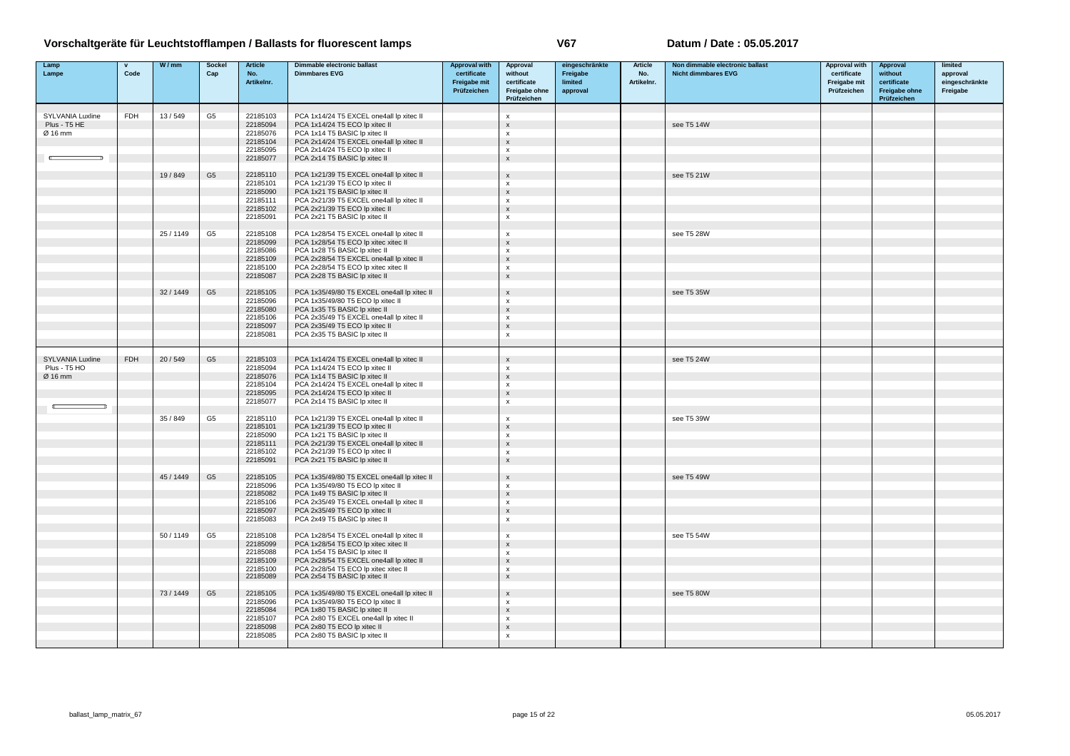# Vorschaltgeräte für Leuchtstofflampen / Ballasts for fluorescent lamps

**V67**

**Datum / Date : 05.05.2017**

| Lamp Lampe | v Code | W / mm | Sockel Cap | Article No. Artikelnr. | Dimmable electronic ballast Dimmbares EVG | Approval with certificate Freigabe mit Prüfzeichen | Approval without certificate Freigabe ohne Prüfzeichen | eingeschränkte Freigabe limited approval | Article No. Artikelnr. | Non dimmable electronic ballast Nicht dimmbares EVG | Approval with certificate Freigabe mit Prüfzeichen | Approval without certificate Freigabe ohne Prüfzeichen | limited approval eingeschränkte Freigabe |
|---|---|---|---|---|---|---|---|---|---|---|---|---|---|
| SYLVANIA Luxline | FDH | 13 / 549 | G5 | 22185103 | PCA 1x14/24 T5 EXCEL one4all lp xitec II | | x | | | | | | |
| Plus - T5 HE | | | | 22185094 | PCA 1x14/24 T5 ECO lp xitec II | | x | | | see T5 14W | | | |
| Ø 16 mm | | | | 22185076 | PCA 1x14 T5 BASIC lp xitec II | | x | | | | | | |
| | | | | 22185104 | PCA 2x14/24 T5 EXCEL one4all lp xitec II | | x | | | | | | |
| | | | | 22185095 | PCA 2x14/24 T5 ECO lp xitec II | | x | | | | | | |
| | | | | 22185077 | PCA 2x14 T5 BASIC lp xitec II | | x | | | | | | |
| | | 19 / 849 | G5 | 22185110 | PCA 1x21/39 T5 EXCEL one4all lp xitec II | | x | | | see T5 21W | | | |
| | | | | 22185101 | PCA 1x21/39 T5 ECO lp xitec II | | x | | | | | | |
| | | | | 22185090 | PCA 1x21 T5 BASIC lp xitec II | | x | | | | | | |
| | | | | 22185111 | PCA 2x21/39 T5 EXCEL one4all lp xitec II | | x | | | | | | |
| | | | | 22185102 | PCA 2x21/39 T5 ECO lp xitec II | | x | | | | | | |
| | | | | 22185091 | PCA 2x21 T5 BASIC lp xitec II | | x | | | | | | |
| | | 25 / 1149 | G5 | 22185108 | PCA 1x28/54 T5 EXCEL one4all lp xitec II | | x | | | see T5 28W | | | |
| | | | | 22185099 | PCA 1x28/54 T5 ECO lp xitec xitec II | | x | | | | | | |
| | | | | 22185086 | PCA 1x28 T5 BASIC lp xitec II | | x | | | | | | |
| | | | | 22185109 | PCA 2x28/54 T5 EXCEL one4all lp xitec II | | x | | | | | | |
| | | | | 22185100 | PCA 2x28/54 T5 ECO lp xitec xitec II | | x | | | | | | |
| | | | | 22185087 | PCA 2x28 T5 BASIC lp xitec II | | x | | | | | | |
| | | 32 / 1449 | G5 | 22185105 | PCA 1x35/49/80 T5 EXCEL one4all lp xitec II | | x | | | see T5 35W | | | |
| | | | | 22185096 | PCA 1x35/49/80 T5 ECO lp xitec II | | x | | | | | | |
| | | | | 22185080 | PCA 1x35 T5 BASIC lp xitec II | | x | | | | | | |
| | | | | 22185106 | PCA 2x35/49 T5 EXCEL one4all lp xitec II | | x | | | | | | |
| | | | | 22185097 | PCA 2x35/49 T5 ECO lp xitec II | | x | | | | | | |
| | | | | 22185081 | PCA 2x35 T5 BASIC lp xitec II | | x | | | | | | |
| SYLVANIA Luxline | FDH | 20 / 549 | G5 | 22185103 | PCA 1x14/24 T5 EXCEL one4all lp xitec II | | x | | | see T5 24W | | | |
| Plus - T5 HO | | | | 22185094 | PCA 1x14/24 T5 ECO lp xitec II | | x | | | | | | |
| Ø 16 mm | | | | 22185076 | PCA 1x14 T5 BASIC lp xitec II | | x | | | | | | |
| | | | | 22185104 | PCA 2x14/24 T5 EXCEL one4all lp xitec II | | x | | | | | | |
| | | | | 22185095 | PCA 2x14/24 T5 ECO lp xitec II | | x | | | | | | |
| | | | | 22185077 | PCA 2x14 T5 BASIC lp xitec II | | x | | | | | | |
| | | 35 / 849 | G5 | 22185110 | PCA 1x21/39 T5 EXCEL one4all lp xitec II | | x | | | see T5 39W | | | |
| | | | | 22185101 | PCA 1x21/39 T5 ECO lp xitec II | | x | | | | | | |
| | | | | 22185090 | PCA 1x21 T5 BASIC lp xitec II | | x | | | | | | |
| | | | | 22185111 | PCA 2x21/39 T5 EXCEL one4all lp xitec II | | x | | | | | | |
| | | | | 22185102 | PCA 2x21/39 T5 ECO lp xitec II | | x | | | | | | |
| | | | | 22185091 | PCA 2x21 T5 BASIC lp xitec II | | x | | | | | | |
| | | 45 / 1449 | G5 | 22185105 | PCA 1x35/49/80 T5 EXCEL one4all lp xitec II | | x | | | see T5 49W | | | |
| | | | | 22185096 | PCA 1x35/49/80 T5 ECO lp xitec II | | x | | | | | | |
| | | | | 22185082 | PCA 1x49 T5 BASIC lp xitec II | | x | | | | | | |
| | | | | 22185106 | PCA 2x35/49 T5 EXCEL one4all lp xitec II | | x | | | | | | |
| | | | | 22185097 | PCA 2x35/49 T5 ECO lp xitec II | | x | | | | | | |
| | | | | 22185083 | PCA 2x49 T5 BASIC lp xitec II | | x | | | | | | |
| | | 50 / 1149 | G5 | 22185108 | PCA 1x28/54 T5 EXCEL one4all lp xitec II | | x | | | see T5 54W | | | |
| | | | | 22185099 | PCA 1x28/54 T5 ECO lp xitec xitec II | | x | | | | | | |
| | | | | 22185088 | PCA 1x54 T5 BASIC lp xitec II | | x | | | | | | |
| | | | | 22185109 | PCA 2x28/54 T5 EXCEL one4all lp xitec II | | x | | | | | | |
| | | | | 22185100 | PCA 2x28/54 T5 ECO lp xitec xitec II | | x | | | | | | |
| | | | | 22185089 | PCA 2x54 T5 BASIC lp xitec II | | x | | | | | | |
| | | 73 / 1449 | G5 | 22185105 | PCA 1x35/49/80 T5 EXCEL one4all lp xitec II | | x | | | see T5 80W | | | |
| | | | | 22185096 | PCA 1x35/49/80 T5 ECO lp xitec II | | x | | | | | | |
| | | | | 22185084 | PCA 1x80 T5 BASIC lp xitec II | | x | | | | | | |
| | | | | 22185107 | PCA 2x80 T5 EXCEL one4all lp xitec II | | x | | | | | | |
| | | | | 22185098 | PCA 2x80 T5 ECO lp xitec II | | x | | | | | | |
| | | | | 22185085 | PCA 2x80 T5 BASIC lp xitec II | | x | | | | | | |

ballast_lamp_matrix_67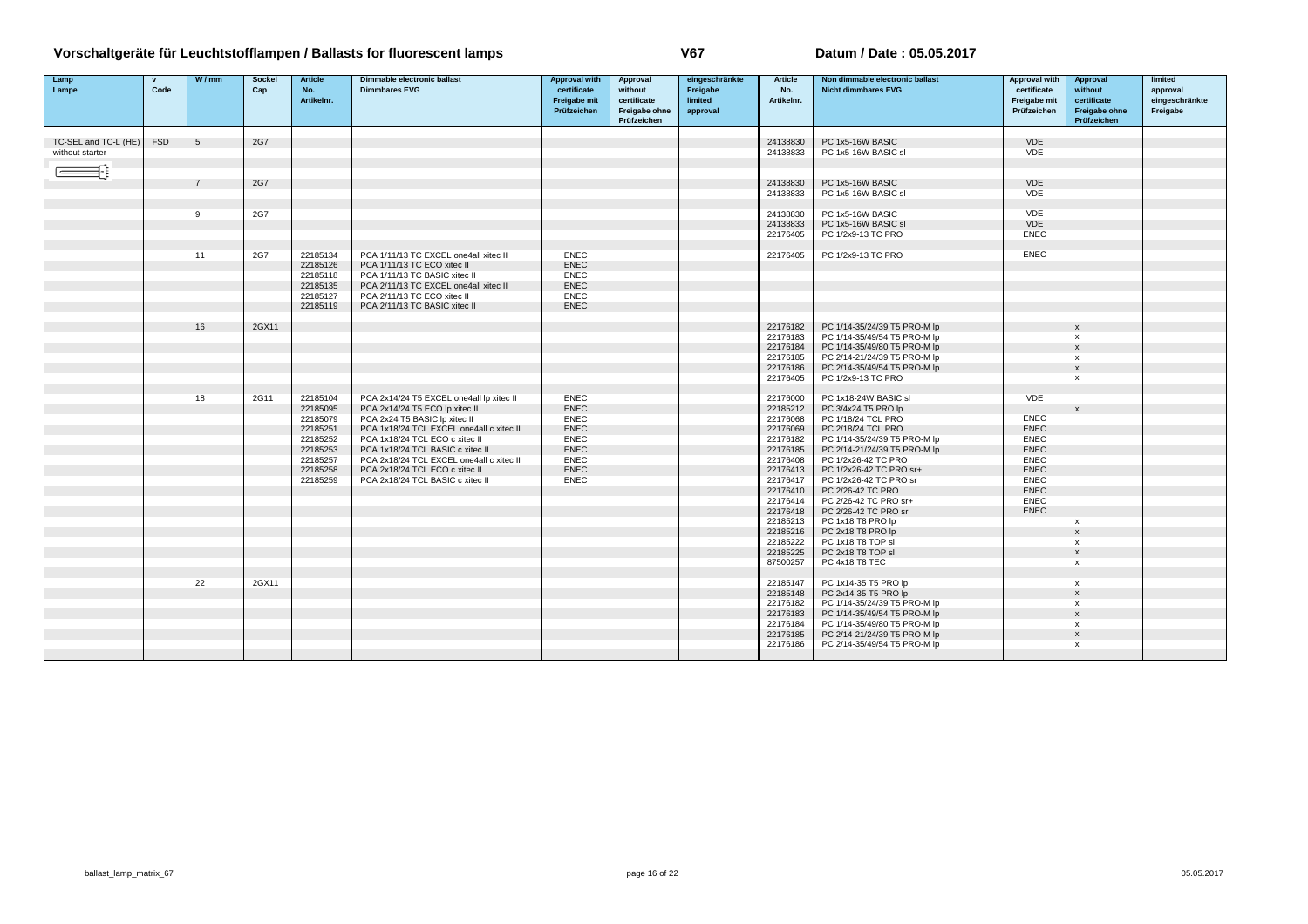# Vorschaltgeräte für Leuchtstofflampen / Ballasts for fluorescent lamps

**V67**

**Datum / Date : 05.05.2017**

| Lamp Lampe | v Code | W / mm | Sockel Cap | Article No. Artikelnr. | Dimmable electronic ballast Dimmbares EVG | Approval with certificate Freigabe mit Prüfzeichen | Approval without certificate Freigabe ohne Prüfzeichen | eingeschränkte Freigabe limited approval | Article No. Artikelnr. | Non dimmable electronic ballast Nicht dimmbares EVG | Approval with certificate Freigabe mit Prüfzeichen | Approval without certificate Freigabe ohne Prüfzeichen | limited approval eingeschränkte Freigabe |
|---|---|---|---|---|---|---|---|---|---|---|---|---|---|
| TC-SEL and TC-L (HE) | FSD | 5 | 2G7 | | | | | | 24138830 | PC 1x5-16W BASIC | VDE | | |
| without starter | | | | | | | | | 24138833 | PC 1x5-16W BASIC sl | VDE | | |
| | | 7 | 2G7 | | | | | | 24138830 | PC 1x5-16W BASIC | VDE | | |
| | | | | | | | | | 24138833 | PC 1x5-16W BASIC sl | VDE | | |
| | | 9 | 2G7 | | | | | | 24138830 | PC 1x5-16W BASIC | VDE | | |
| | | | | | | | | | 24138833 | PC 1x5-16W BASIC sl | VDE | | |
| | | | | | | | | | 22176405 | PC 1/2x9-13 TC PRO | ENEC | | |
| | | 11 | 2G7 | 22185134 | PCA 1/11/13 TC EXCEL one4all xitec II | ENEC | | | 22176405 | PC 1/2x9-13 TC PRO | ENEC | | |
| | | | | 22185126 | PCA 1/11/13 TC ECO xitec II | ENEC | | | | | | | |
| | | | | 22185118 | PCA 1/11/13 TC BASIC xitec II | ENEC | | | | | | | |
| | | | | 22185135 | PCA 2/11/13 TC EXCEL one4all xitec II | ENEC | | | | | | | |
| | | | | 22185127 | PCA 2/11/13 TC ECO xitec II | ENEC | | | | | | | |
| | | | | 22185119 | PCA 2/11/13 TC BASIC xitec II | ENEC | | | | | | | |
| | | 16 | 2GX11 | | | | | | 22176182 | PC 1/14-35/24/39 T5 PRO-M lp | | x | |
| | | | | | | | | | 22176183 | PC 1/14-35/49/54 T5 PRO-M lp | | x | |
| | | | | | | | | | 22176184 | PC 1/14-35/49/80 T5 PRO-M lp | | x | |
| | | | | | | | | | 22176185 | PC 2/14-21/24/39 T5 PRO-M lp | | x | |
| | | | | | | | | | 22176186 | PC 2/14-35/49/54 T5 PRO-M lp | | x | |
| | | | | | | | | | 22176405 | PC 1/2x9-13 TC PRO | | x | |
| | | 18 | 2G11 | 22185104 | PCA 2x14/24 T5 EXCEL one4all lp xitec II | ENEC | | | 22176000 | PC 1x18-24W BASIC sl | VDE | | |
| | | | | 22185095 | PCA 2x14/24 T5 ECO lp xitec II | ENEC | | | 22185212 | PC 3/4x24 T5 PRO lp | | x | |
| | | | | 22185079 | PCA 2x24 T5 BASIC lp xitec II | ENEC | | | 22176068 | PC 1/18/24 TCL PRO | ENEC | | |
| | | | | 22185251 | PCA 1x18/24 TCL EXCEL one4all c xitec II | ENEC | | | 22176069 | PC 2/18/24 TCL PRO | ENEC | | |
| | | | | 22185252 | PCA 1x18/24 TCL ECO c xitec II | ENEC | | | 22176182 | PC 1/14-35/24/39 T5 PRO-M lp | ENEC | | |
| | | | | 22185253 | PCA 1x18/24 TCL BASIC c xitec II | ENEC | | | 22176185 | PC 2/14-21/24/39 T5 PRO-M lp | ENEC | | |
| | | | | 22185257 | PCA 2x18/24 TCL EXCEL one4all c xitec II | ENEC | | | 22176408 | PC 1/2x26-42 TC PRO | ENEC | | |
| | | | | 22185258 | PCA 2x18/24 TCL ECO c xitec II | ENEC | | | 22176413 | PC 1/2x26-42 TC PRO sr+ | ENEC | | |
| | | | | 22185259 | PCA 2x18/24 TCL BASIC c xitec II | ENEC | | | 22176417 | PC 1/2x26-42 TC PRO sr | ENEC | | |
| | | | | | | | | | 22176410 | PC 2/26-42 TC PRO | ENEC | | |
| | | | | | | | | | 22176414 | PC 2/26-42 TC PRO sr+ | ENEC | | |
| | | | | | | | | | 22176418 | PC 2/26-42 TC PRO sr | ENEC | | |
| | | | | | | | | | 22185213 | PC 1x18 T8 PRO lp | | x | |
| | | | | | | | | | 22185216 | PC 2x18 T8 PRO lp | | x | |
| | | | | | | | | | 22185222 | PC 1x18 T8 TOP sl | | x | |
| | | | | | | | | | 22185225 | PC 2x18 T8 TOP sl | | x | |
| | | | | | | | | | 87500257 | PC 4x18 T8 TEC | | x | |
| | | 22 | 2GX11 | | | | | | 22185147 | PC 1x14-35 T5 PRO lp | | x | |
| | | | | | | | | | 22185148 | PC 2x14-35 T5 PRO lp | | x | |
| | | | | | | | | | 22176182 | PC 1/14-35/24/39 T5 PRO-M lp | | x | |
| | | | | | | | | | 22176183 | PC 1/14-35/49/54 T5 PRO-M lp | | x | |
| | | | | | | | | | 22176184 | PC 1/14-35/49/80 T5 PRO-M lp | | x | |
| | | | | | | | | | 22176185 | PC 2/14-21/24/39 T5 PRO-M lp | | x | |
| | | | | | | | | | 22176186 | PC 2/14-35/49/54 T5 PRO-M lp | | x | |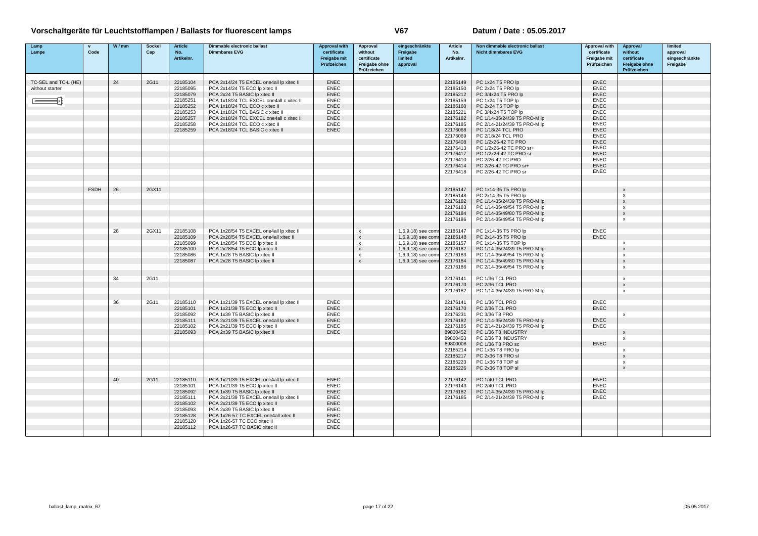# Vorschaltgeräte für Leuchtstofflampen / Ballasts for fluorescent lamps

**V67**

**Datum / Date : 05.05.2017**

| Lamp Lampe | v Code | W / mm | Sockel Cap | Article No. Artikelnr. | Dimmable electronic ballast Dimmbares EVG | Approval with certificate Freigabe mit Prüfzeichen | Approval without certificate Freigabe ohne Prüfzeichen | eingeschränkte Freigabe limited approval | Article No. Artikelnr. | Non dimmable electronic ballast Nicht dimmbares EVG | Approval with certificate Freigabe mit Prüfzeichen | Approval without certificate Freigabe ohne Prüfzeichen | limited approval eingeschränkte Freigabe |
|---|---|---|---|---|---|---|---|---|---|---|---|---|---|
| TC-SEL and TC-L (HE) | | 24 | 2G11 | 22185104 | PCA 2x14/24 T5 EXCEL one4all lp xitec II | ENEC | | | 22185149 | PC 1x24 T5 PRO lp | ENEC | | |
| without starter | | | | 22185095 | PCA 2x14/24 T5 ECO lp xitec II | ENEC | | | 22185150 | PC 2x24 T5 PRO lp | ENEC | | |
| | | | | 22185079 | PCA 2x24 T5 BASIC lp xitec II | ENEC | | | 22185212 | PC 3/4x24 T5 PRO lp | ENEC | | |
| | | | | 22185251 | PCA 1x18/24 TCL EXCEL one4all c xitec II | ENEC | | | 22185159 | PC 1x24 T5 TOP lp | ENEC | | |
| | | | | 22185252 | PCA 1x18/24 TCL ECO c xitec II | ENEC | | | 22185160 | PC 2x24 T5 TOP lp | ENEC | | |
| | | | | 22185253 | PCA 1x18/24 TCL BASIC c xitec II | ENEC | | | 22185221 | PC 3/4x24 T5 TOP lp | ENEC | | |
| | | | | 22185257 | PCA 2x18/24 TCL EXCEL one4all c xitec II | ENEC | | | 22176182 | PC 1/14-35/24/39 T5 PRO-M lp | ENEC | | |
| | | | | 22185258 | PCA 2x18/24 TCL ECO c xitec II | ENEC | | | 22176185 | PC 2/14-21/24/39 T5 PRO-M lp | ENEC | | |
| | | | | 22185259 | PCA 2x18/24 TCL BASIC c xitec II | ENEC | | | 22176068 | PC 1/18/24 TCL PRO | ENEC | | |
| | | | | | | | | | 22176069 | PC 2/18/24 TCL PRO | ENEC | | |
| | | | | | | | | | 22176408 | PC 1/2x26-42 TC PRO | ENEC | | |
| | | | | | | | | | 22176413 | PC 1/2x26-42 TC PRO sr+ | ENEC | | |
| | | | | | | | | | 22176417 | PC 1/2x26-42 TC PRO sr | ENEC | | |
| | | | | | | | | | 22176410 | PC 2/26-42 TC PRO | ENEC | | |
| | | | | | | | | | 22176414 | PC 2/26-42 TC PRO sr+ | ENEC | | |
| | | | | | | | | | 22176418 | PC 2/26-42 TC PRO sr | ENEC | | |
| | FSDH | 26 | 2GX11 | | | | | | 22185147 | PC 1x14-35 T5 PRO lp | | x | |
| | | | | | | | | | 22185148 | PC 2x14-35 T5 PRO lp | | x | |
| | | | | | | | | | 22176182 | PC 1/14-35/24/39 T5 PRO-M lp | | x | |
| | | | | | | | | | 22176183 | PC 1/14-35/49/54 T5 PRO-M lp | | x | |
| | | | | | | | | | 22176184 | PC 1/14-35/49/80 T5 PRO-M lp | | x | |
| | | | | | | | | | 22176186 | PC 2/14-35/49/54 T5 PRO-M lp | | x | |
| | | 28 | 2GX11 | 22185108 | PCA 1x28/54 T5 EXCEL one4all lp xitec II | | x | 1,6,9,18) see comr | 22185147 | PC 1x14-35 T5 PRO lp | ENEC | | |
| | | | | 22185109 | PCA 2x28/54 T5 EXCEL one4all xitec II | | x | 1,6,9,18) see comr | 22185148 | PC 2x14-35 T5 PRO lp | ENEC | | |
| | | | | 22185099 | PCA 1x28/54 T5 ECO lp xitec II | | x | 1,6,9,18) see comr | 22185157 | PC 1x14-35 T5 TOP lp | | x | |
| | | | | 22185100 | PCA 2x28/54 T5 ECO lp xitec II | | x | 1,6,9,18) see comr | 22176182 | PC 1/14-35/24/39 T5 PRO-M lp | | x | |
| | | | | 22185086 | PCA 1x28 T5 BASIC lp xitec II | | x | 1,6,9,18) see comr | 22176183 | PC 1/14-35/49/54 T5 PRO-M lp | | x | |
| | | | | 22185087 | PCA 2x28 T5 BASIC lp xitec II | | x | 1,6,9,18) see comr | 22176184 | PC 1/14-35/49/80 T5 PRO-M lp | | x | |
| | | | | | | | | | 22176186 | PC 2/14-35/49/54 T5 PRO-M lp | | x | |
| | | 34 | 2G11 | | | | | | 22176141 | PC 1/36 TCL PRO | | x | |
| | | | | | | | | | 22176170 | PC 2/36 TCL PRO | | x | |
| | | | | | | | | | 22176182 | PC 1/14-35/24/39 T5 PRO-M lp | | x | |
| | | 36 | 2G11 | 22185110 | PCA 1x21/39 T5 EXCEL one4all lp xitec II | ENEC | | | 22176141 | PC 1/36 TCL PRO | ENEC | | |
| | | | | 22185101 | PCA 1x21/39 T5 ECO lp xitec II | ENEC | | | 22176170 | PC 2/36 TCL PRO | ENEC | | |
| | | | | 22185092 | PCA 1x39 T5 BASIC lp xitec II | ENEC | | | 22176231 | PC 3/36 T8 PRO | | x | |
| | | | | 22185111 | PCA 2x21/39 T5 EXCEL one4all lp xitec II | ENEC | | | 22176182 | PC 1/14-35/24/39 T5 PRO-M lp | ENEC | | |
| | | | | 22185102 | PCA 2x21/39 T5 ECO lp xitec II | ENEC | | | 22176185 | PC 2/14-21/24/39 T5 PRO-M lp | ENEC | | |
| | | | | 22185093 | PCA 2x39 T5 BASIC lp xitec II | ENEC | | | 89800452 | PC 1/36 T8 INDUSTRY | | x | |
| | | | | | | | | | 89800453 | PC 2/36 T8 INDUSTRY | | x | |
| | | | | | | | | | 89800008 | PC 1/36 T8 PRO sc | ENEC | | |
| | | | | | | | | | 22185214 | PC 1x36 T8 PRO lp | | x | |
| | | | | | | | | | 22185217 | PC 2x36 T8 PRO sl | | x | |
| | | | | | | | | | 22185223 | PC 1x36 T8 TOP sl | | x | |
| | | | | | | | | | 22185226 | PC 2x36 T8 TOP sl | | x | |
| | | 40 | 2G11 | 22185110 | PCA 1x21/39 T5 EXCEL one4all lp xitec II | ENEC | | | 22176142 | PC 1/40 TCL PRO | ENEC | | |
| | | | | 22185101 | PCA 1x21/39 T5 ECO lp xitec II | ENEC | | | 22176143 | PC 2/40 TCL PRO | ENEC | | |
| | | | | 22185092 | PCA 1x39 T5 BASIC lp xitec II | ENEC | | | 22176182 | PC 1/14-35/24/39 T5 PRO-M lp | ENEC | | |
| | | | | 22185111 | PCA 2x21/39 T5 EXCEL one4all lp xitec II | ENEC | | | 22176185 | PC 2/14-21/24/39 T5 PRO-M lp | ENEC | | |
| | | | | 22185102 | PCA 2x21/39 T5 ECO lp xitec II | ENEC | | | | | | | |
| | | | | 22185093 | PCA 2x39 T5 BASIC lp xitec II | ENEC | | | | | | | |
| | | | | 22185128 | PCA 1x26-57 TC EXCEL one4all xitec II | ENEC | | | | | | | |
| | | | | 22185120 | PCA 1x26-57 TC ECO xitec II | ENEC | | | | | | | |
| | | | | 22185112 | PCA 1x26-57 TC BASIC xitec II | ENEC | | | | | | | |

ballast_lamp_matrix_67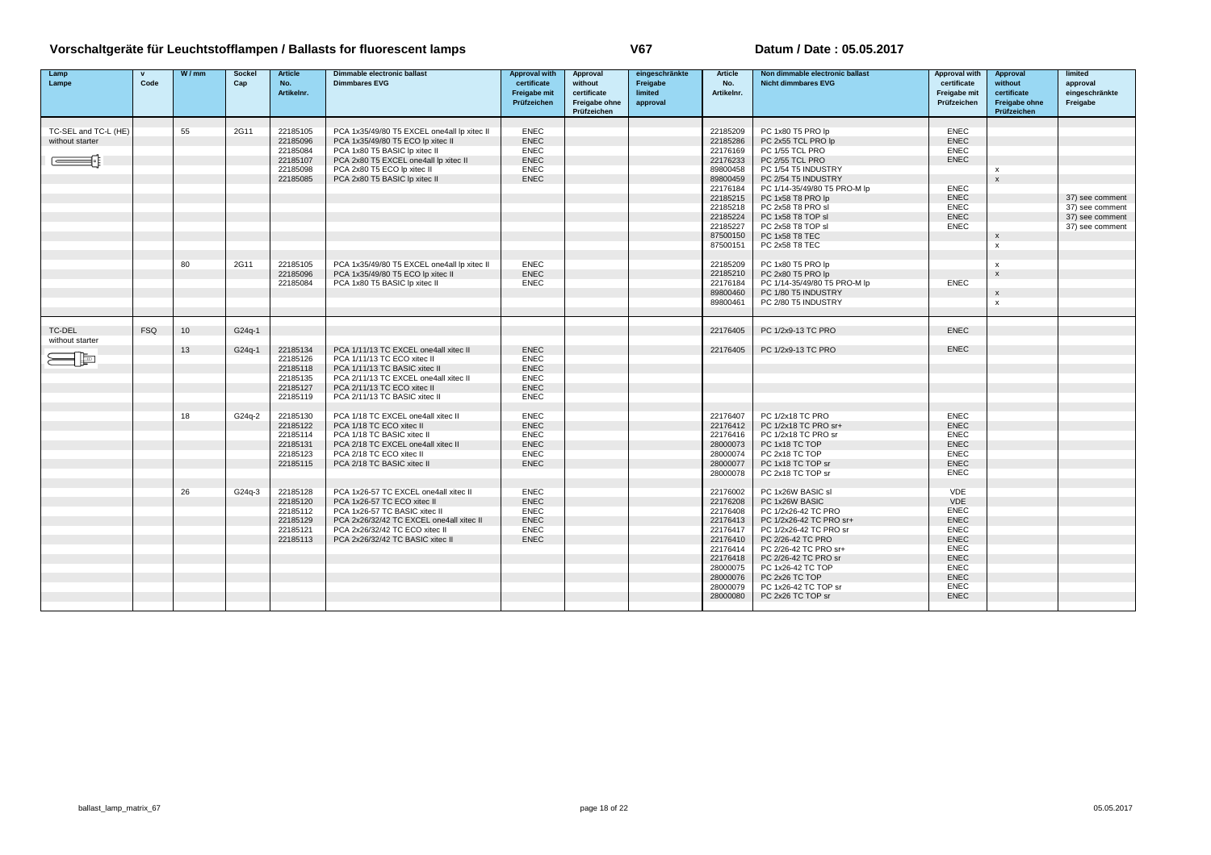# Vorschaltgeräte für Leuchtstofflampen / Ballasts for fluorescent lamps

**V67**

**Datum / Date : 05.05.2017**

| Lamp Lampe | v Code | W / mm | Sockel Cap | Article No. Artikelnr. | Dimmable electronic ballast Dimmbares EVG | Approval with certificate Freigabe mit Prüfzeichen | Approval without certificate Freigabe ohne Prüfzeichen | eingeschränkte Freigabe limited approval | Article No. Artikelnr. | Non dimmable electronic ballast Nicht dimmbares EVG | Approval with certificate Freigabe mit Prüfzeichen | Approval without certificate Freigabe ohne Prüfzeichen | limited approval eingeschränkte Freigabe |
|---|---|---|---|---|---|---|---|---|---|---|---|---|---|
| TC-SEL and TC-L (HE) without starter | | 55 | 2G11 | 22185105 | PCA 1x35/49/80 T5 EXCEL one4all lp xitec II | ENEC | | | 22185209 | PC 1x80 T5 PRO lp | ENEC | | |
| | | | | 22185096 | PCA 1x35/49/80 T5 ECO lp xitec II | ENEC | | | 22185286 | PC 2x55 TCL PRO lp | ENEC | | |
| | | | | 22185084 | PCA 1x80 T5 BASIC lp xitec II | ENEC | | | 22176169 | PC 1/55 TCL PRO | ENEC | | |
| | | | | 22185107 | PCA 2x80 T5 EXCEL one4all lp xitec II | ENEC | | | 22176233 | PC 2/55 TCL PRO | ENEC | | |
| | | | | 22185098 | PCA 2x80 T5 ECO lp xitec II | ENEC | | | 89800458 | PC 1/54 T5 INDUSTRY | | x | |
| | | | | 22185085 | PCA 2x80 T5 BASIC lp xitec II | ENEC | | | 89800459 | PC 2/54 T5 INDUSTRY | | x | |
| | | | | | | | | | 22176184 | PC 1/14-35/49/80 T5 PRO-M lp | ENEC | | |
| | | | | | | | | | 22185215 | PC 1x58 T8 PRO lp | ENEC | | 37) see comment |
| | | | | | | | | | 22185218 | PC 2x58 T8 PRO sl | ENEC | | 37) see comment |
| | | | | | | | | | 22185224 | PC 1x58 T8 TOP sl | ENEC | | 37) see comment |
| | | | | | | | | | 22185227 | PC 2x58 T8 TOP sl | ENEC | | 37) see comment |
| | | | | | | | | | 87500150 | PC 1x58 T8 TEC | | x | |
| | | | | | | | | | 87500151 | PC 2x58 T8 TEC | | x | |
| | | 80 | 2G11 | 22185105 | PCA 1x35/49/80 T5 EXCEL one4all lp xitec II | ENEC | | | 22185209 | PC 1x80 T5 PRO lp | | x | |
| | | | | 22185096 | PCA 1x35/49/80 T5 ECO lp xitec II | ENEC | | | 22185210 | PC 2x80 T5 PRO lp | | x | |
| | | | | 22185084 | PCA 1x80 T5 BASIC lp xitec II | ENEC | | | 22176184 | PC 1/14-35/49/80 T5 PRO-M lp | ENEC | | |
| | | | | | | | | | 89800460 | PC 1/80 T5 INDUSTRY | | x | |
| | | | | | | | | | 89800461 | PC 2/80 T5 INDUSTRY | | x | |
| TC-DEL without starter | FSQ | 10 | G24q-1 | | | | | | 22176405 | PC 1/2x9-13 TC PRO | ENEC | | |
| | | 13 | G24q-1 | 22185134 | PCA 1/11/13 TC EXCEL one4all xitec II | ENEC | | | 22176405 | PC 1/2x9-13 TC PRO | ENEC | | |
| | | | | 22185126 | PCA 1/11/13 TC ECO xitec II | ENEC | | | | | | | |
| | | | | 22185118 | PCA 1/11/13 TC BASIC xitec II | ENEC | | | | | | | |
| | | | | 22185135 | PCA 2/11/13 TC EXCEL one4all xitec II | ENEC | | | | | | | |
| | | | | 22185127 | PCA 2/11/13 TC ECO xitec II | ENEC | | | | | | | |
| | | | | 22185119 | PCA 2/11/13 TC BASIC xitec II | ENEC | | | | | | | |
| | | 18 | G24q-2 | 22185130 | PCA 1/18 TC EXCEL one4all xitec II | ENEC | | | 22176407 | PC 1/2x18 TC PRO | ENEC | | |
| | | | | 22185122 | PCA 1/18 TC ECO xitec II | ENEC | | | 22176412 | PC 1/2x18 TC PRO sr+ | ENEC | | |
| | | | | 22185114 | PCA 1/18 TC BASIC xitec II | ENEC | | | 22176416 | PC 1/2x18 TC PRO sr | ENEC | | |
| | | | | 22185131 | PCA 2/18 TC EXCEL one4all xitec II | ENEC | | | 28000073 | PC 1x18 TC TOP | ENEC | | |
| | | | | 22185123 | PCA 2/18 TC ECO xitec II | ENEC | | | 28000074 | PC 2x18 TC TOP | ENEC | | |
| | | | | 22185115 | PCA 2/18 TC BASIC xitec II | ENEC | | | 28000077 | PC 1x18 TC TOP sr | ENEC | | |
| | | | | | | | | | 28000078 | PC 2x18 TC TOP sr | ENEC | | |
| | | 26 | G24q-3 | 22185128 | PCA 1x26-57 TC EXCEL one4all xitec II | ENEC | | | 22176002 | PC 1x26W BASIC sl | VDE | | |
| | | | | 22185120 | PCA 1x26-57 TC ECO xitec II | ENEC | | | 22176208 | PC 1x26W BASIC | VDE | | |
| | | | | 22185112 | PCA 1x26-57 TC BASIC xitec II | ENEC | | | 22176408 | PC 1/2x26-42 TC PRO | ENEC | | |
| | | | | 22185129 | PCA 2x26/32/42 TC EXCEL one4all xitec II | ENEC | | | 22176413 | PC 1/2x26-42 TC PRO sr+ | ENEC | | |
| | | | | 22185121 | PCA 2x26/32/42 TC ECO xitec II | ENEC | | | 22176417 | PC 1/2x26-42 TC PRO sr | ENEC | | |
| | | | | 22185113 | PCA 2x26/32/42 TC BASIC xitec II | ENEC | | | 22176410 | PC 2/26-42 TC PRO | ENEC | | |
| | | | | | | | | | 22176414 | PC 2/26-42 TC PRO sr+ | ENEC | | |
| | | | | | | | | | 22176418 | PC 2/26-42 TC PRO sr | ENEC | | |
| | | | | | | | | | 28000075 | PC 1x26-42 TC TOP | ENEC | | |
| | | | | | | | | | 28000076 | PC 2x26 TC TOP | ENEC | | |
| | | | | | | | | | 28000079 | PC 1x26-42 TC TOP sr | ENEC | | |
| | | | | | | | | | 28000080 | PC 2x26 TC TOP sr | ENEC | | |

ballast_lamp_matrix_67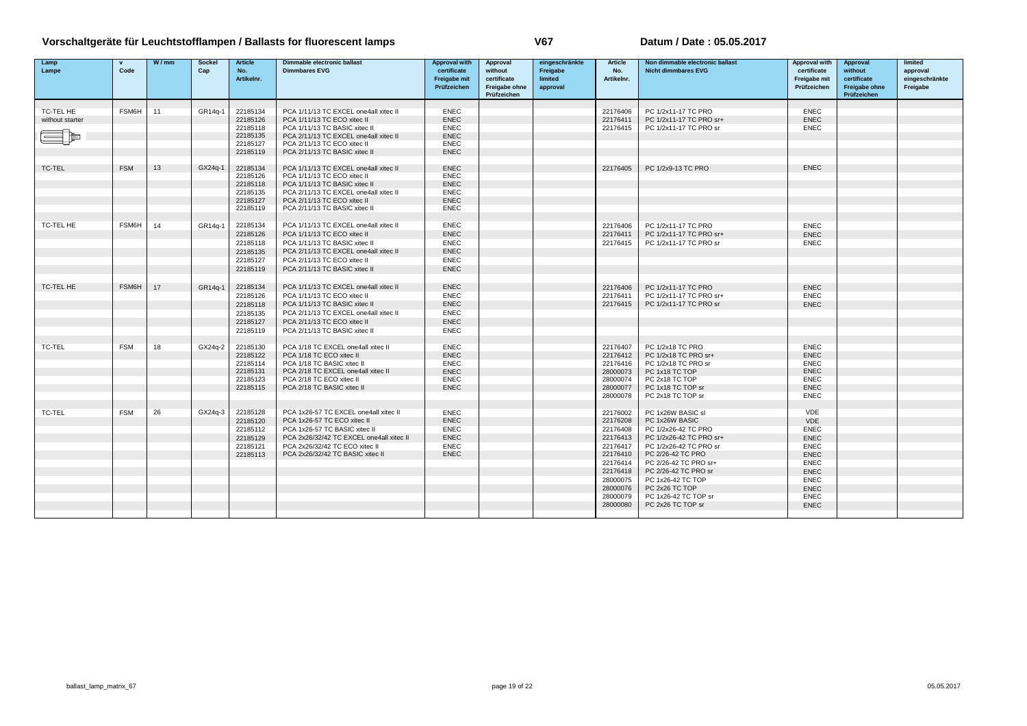# Vorschaltgeräte für Leuchtstofflampen / Ballasts for fluorescent lamps

**V67**

**Datum / Date : 05.05.2017**

| Lamp Lampe | v Code | W / mm | Sockel Cap | Article No. Artikelnr. | Dimmable electronic ballast Dimmbares EVG | Approval with certificate Freigabe mit Prüfzeichen | Approval without certificate Freigabe ohne Prüfzeichen | eingeschränkte Freigabe limited approval | Article No. Artikelnr. | Non dimmable electronic ballast Nicht dimmbares EVG | Approval with certificate Freigabe mit Prüfzeichen | Approval without certificate Freigabe ohne Prüfzeichen | limited approval eingeschränkte Freigabe |
|---|---|---|---|---|---|---|---|---|---|---|---|---|---|
| TC-TEL HE | FSM6H | 11 | GR14q-1 | 22185134 | PCA 1/11/13 TC EXCEL one4all xitec II | ENEC | | | 22176406 | PC 1/2x11-17 TC PRO | ENEC | | |
| without starter | | | | 22185126 | PCA 1/11/13 TC ECO xitec II | ENEC | | | 22176411 | PC 1/2x11-17 TC PRO sr+ | ENEC | | |
| | | | | 22185118 | PCA 1/11/13 TC BASIC xitec II | ENEC | | | 22176415 | PC 1/2x11-17 TC PRO sr | ENEC | | |
| | | | | 22185135 | PCA 2/11/13 TC EXCEL one4all xitec II | ENEC | | | | | | | |
| | | | | 22185127 | PCA 2/11/13 TC ECO xitec II | ENEC | | | | | | | |
| | | | | 22185119 | PCA 2/11/13 TC BASIC xitec II | ENEC | | | | | | | |
| TC-TEL | FSM | 13 | GX24q-1 | 22185134 | PCA 1/11/13 TC EXCEL one4all xitec II | ENEC | | | 22176405 | PC 1/2x9-13 TC PRO | ENEC | | |
| | | | | 22185126 | PCA 1/11/13 TC ECO xitec II | ENEC | | | | | | | |
| | | | | 22185118 | PCA 1/11/13 TC BASIC xitec II | ENEC | | | | | | | |
| | | | | 22185135 | PCA 2/11/13 TC EXCEL one4all xitec II | ENEC | | | | | | | |
| | | | | 22185127 | PCA 2/11/13 TC ECO xitec II | ENEC | | | | | | | |
| | | | | 22185119 | PCA 2/11/13 TC BASIC xitec II | ENEC | | | | | | | |
| TC-TEL HE | FSM6H | 14 | GR14q-1 | 22185134 | PCA 1/11/13 TC EXCEL one4all xitec II | ENEC | | | 22176406 | PC 1/2x11-17 TC PRO | ENEC | | |
| | | | | 22185126 | PCA 1/11/13 TC ECO xitec II | ENEC | | | 22176411 | PC 1/2x11-17 TC PRO sr+ | ENEC | | |
| | | | | 22185118 | PCA 1/11/13 TC BASIC xitec II | ENEC | | | 22176415 | PC 1/2x11-17 TC PRO sr | ENEC | | |
| | | | | 22185135 | PCA 2/11/13 TC EXCEL one4all xitec II | ENEC | | | | | | | |
| | | | | 22185127 | PCA 2/11/13 TC ECO xitec II | ENEC | | | | | | | |
| | | | | 22185119 | PCA 2/11/13 TC BASIC xitec II | ENEC | | | | | | | |
| TC-TEL HE | FSM6H | 17 | GR14q-1 | 22185134 | PCA 1/11/13 TC EXCEL one4all xitec II | ENEC | | | 22176406 | PC 1/2x11-17 TC PRO | ENEC | | |
| | | | | 22185126 | PCA 1/11/13 TC ECO xitec II | ENEC | | | 22176411 | PC 1/2x11-17 TC PRO sr+ | ENEC | | |
| | | | | 22185118 | PCA 1/11/13 TC BASIC xitec II | ENEC | | | 22176415 | PC 1/2x11-17 TC PRO sr | ENEC | | |
| | | | | 22185135 | PCA 2/11/13 TC EXCEL one4all xitec II | ENEC | | | | | | | |
| | | | | 22185127 | PCA 2/11/13 TC ECO xitec II | ENEC | | | | | | | |
| | | | | 22185119 | PCA 2/11/13 TC BASIC xitec II | ENEC | | | | | | | |
| TC-TEL | FSM | 18 | GX24q-2 | 22185130 | PCA 1/18 TC EXCEL one4all xitec II | ENEC | | | 22176407 | PC 1/2x18 TC PRO | ENEC | | |
| | | | | 22185122 | PCA 1/18 TC ECO xitec II | ENEC | | | 22176412 | PC 1/2x18 TC PRO sr+ | ENEC | | |
| | | | | 22185114 | PCA 1/18 TC BASIC xitec II | ENEC | | | 22176416 | PC 1/2x18 TC PRO sr | ENEC | | |
| | | | | 22185131 | PCA 2/18 TC EXCEL one4all xitec II | ENEC | | | 28000073 | PC 1x18 TC TOP | ENEC | | |
| | | | | 22185123 | PCA 2/18 TC ECO xitec II | ENEC | | | 28000074 | PC 2x18 TC TOP | ENEC | | |
| | | | | 22185115 | PCA 2/18 TC BASIC xitec II | ENEC | | | 28000077 | PC 1x18 TC TOP sr | ENEC | | |
| | | | | | | | | | 28000078 | PC 2x18 TC TOP sr | ENEC | | |
| TC-TEL | FSM | 26 | GX24q-3 | 22185128 | PCA 1x26-57 TC EXCEL one4all xitec II | ENEC | | | 22176002 | PC 1x26W BASIC sl | VDE | | |
| | | | | 22185120 | PCA 1x26-57 TC ECO xitec II | ENEC | | | 22176208 | PC 1x26W BASIC | VDE | | |
| | | | | 22185112 | PCA 1x26-57 TC BASIC xitec II | ENEC | | | 22176408 | PC 1/2x26-42 TC PRO | ENEC | | |
| | | | | 22185129 | PCA 2x26/32/42 TC EXCEL one4all xitec II | ENEC | | | 22176413 | PC 1/2x26-42 TC PRO sr+ | ENEC | | |
| | | | | 22185121 | PCA 2x26/32/42 TC ECO xitec II | ENEC | | | 22176417 | PC 1/2x26-42 TC PRO sr | ENEC | | |
| | | | | 22185113 | PCA 2x26/32/42 TC BASIC xitec II | ENEC | | | 22176410 | PC 2/26-42 TC PRO | ENEC | | |
| | | | | | | | | | 22176414 | PC 2/26-42 TC PRO sr+ | ENEC | | |
| | | | | | | | | | 22176418 | PC 2/26-42 TC PRO sr | ENEC | | |
| | | | | | | | | | 28000075 | PC 1x26-42 TC TOP | ENEC | | |
| | | | | | | | | | 28000076 | PC 2x26 TC TOP | ENEC | | |
| | | | | | | | | | 28000079 | PC 1x26-42 TC TOP sr | ENEC | | |
| | | | | | | | | | 28000080 | PC 2x26 TC TOP sr | ENEC | | |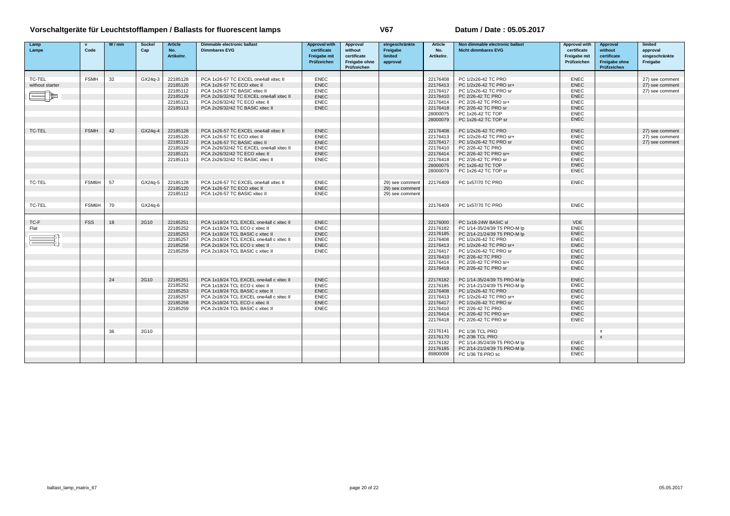# Vorschaltgeräte für Leuchtstofflampen / Ballasts for fluorescent lamps

**V67** Datum / Date : 05.05.2017

| Lamp Lampe | v Code | W / mm | Sockel Cap | Article No. Artikelnr. | Dimmable electronic ballast Dimmbares EVG | Approval with certificate Freigabe mit Prüfzeichen | Approval without certificate Freigabe ohne Prüfzeichen | eingeschränkte Freigabe limited approval | Article No. Artikelnr. | Non dimmable electronic ballast Nicht dimmbares EVG | Approval with certificate Freigabe mit Prüfzeichen | Approval without certificate Freigabe ohne Prüfzeichen | limited approval eingeschränkte Freigabe |
|---|---|---|---|---|---|---|---|---|---|---|---|---|---|
| TC-TEL | FSMH | 32 | GX24q-3 | 22185128 | PCA 1x26-57 TC EXCEL one4all xitec II | ENEC | | | 22176408 | PC 1/2x26-42 TC PRO | ENEC | | 27) see comment |
| without starter | | | | 22185120 | PCA 1x26-57 TC ECO xitec II | ENEC | | | 22176413 | PC 1/2x26-42 TC PRO sr+ | ENEC | | 27) see comment |
| | | | | 22185112 | PCA 1x26-57 TC BASIC xitec II | ENEC | | | 22176417 | PC 1/2x26-42 TC PRO sr | ENEC | | 27) see comment |
| | | | | 22185129 | PCA 2x26/32/42 TC EXCEL one4all xitec II | ENEC | | | 22176410 | PC 2/26-42 TC PRO | ENEC | | |
| | | | | 22185121 | PCA 2x26/32/42 TC ECO xitec II | ENEC | | | 22176414 | PC 2/26-42 TC PRO sr+ | ENEC | | |
| | | | | 22185113 | PCA 2x26/32/42 TC BASIC xitec II | ENEC | | | 22176418 | PC 2/26-42 TC PRO sr | ENEC | | |
| | | | | | | | | | 28000075 | PC 1x26-42 TC TOP | ENEC | | |
| | | | | | | | | | 28000079 | PC 1x26-42 TC TOP sr | ENEC | | |
| TC-TEL | FSMH | 42 | GX24q-4 | 22185128 | PCA 1x26-57 TC EXCEL one4all xitec II | ENEC | | | 22176408 | PC 1/2x26-42 TC PRO | ENEC | | 27) see comment |
| | | | | 22185120 | PCA 1x26-57 TC ECO xitec II | ENEC | | | 22176413 | PC 1/2x26-42 TC PRO sr+ | ENEC | | 27) see comment |
| | | | | 22185112 | PCA 1x26-57 TC BASIC xitec II | ENEC | | | 22176417 | PC 1/2x26-42 TC PRO sr | ENEC | | 27) see comment |
| | | | | 22185129 | PCA 2x26/32/42 TC EXCEL one4all xitec II | ENEC | | | 22176410 | PC 2/26-42 TC PRO | ENEC | | |
| | | | | 22185121 | PCA 2x26/32/42 TC ECO xitec II | ENEC | | | 22176414 | PC 2/26-42 TC PRO sr+ | ENEC | | |
| | | | | 22185113 | PCA 2x26/32/42 TC BASIC xitec II | ENEC | | | 22176418 | PC 2/26-42 TC PRO sr | ENEC | | |
| | | | | | | | | | 28000075 | PC 1x26-42 TC TOP | ENEC | | |
| | | | | | | | | | 28000079 | PC 1x26-42 TC TOP sr | ENEC | | |
| TC-TEL | FSM6H | 57 | GX24q-5 | 22185128 | PCA 1x26-57 TC EXCEL one4all xitec II | ENEC | | 29) see comment | 22176409 | PC 1x57/70 TC PRO | ENEC | | |
| | | | | 22185120 | PCA 1x26-57 TC ECO xitec II | ENEC | | 29) see comment | | | | | |
| | | | | 22185112 | PCA 1x26-57 TC BASIC xitec II | ENEC | | 29) see comment | | | | | |
| TC-TEL | FSM6H | 70 | GX24q-6 | | | | | | 22176409 | PC 1x57/70 TC PRO | ENEC | | |
| TC-F | FSS | 18 | 2G10 | 22185251 | PCA 1x18/24 TCL EXCEL one4all c xitec II | ENEC | | | 22176000 | PC 1x18-24W BASIC sl | VDE | | |
| Flat | | | | 22185252 | PCA 1x18/24 TCL ECO c xitec II | ENEC | | | 22176182 | PC 1/14-35/24/39 T5 PRO-M lp | ENEC | | |
| | | | | 22185253 | PCA 1x18/24 TCL BASIC c xitec II | ENEC | | | 22176185 | PC 2/14-21/24/39 T5 PRO-M lp | ENEC | | |
| | | | | 22185257 | PCA 2x18/24 TCL EXCEL one4all c xitec II | ENEC | | | 22176408 | PC 1/2x26-42 TC PRO | ENEC | | |
| | | | | 22185258 | PCA 2x18/24 TCL ECO c xitec II | ENEC | | | 22176413 | PC 1/2x26-42 TC PRO sr+ | ENEC | | |
| | | | | 22185259 | PCA 2x18/24 TCL BASIC c xitec II | ENEC | | | 22176417 | PC 1/2x26-42 TC PRO sr | ENEC | | |
| | | | | | | | | | 22176410 | PC 2/26-42 TC PRO | ENEC | | |
| | | | | | | | | | 22176414 | PC 2/26-42 TC PRO sr+ | ENEC | | |
| | | | | | | | | | 22176418 | PC 2/26-42 TC PRO sr | ENEC | | |
| | | 24 | 2G10 | 22185251 | PCA 1x18/24 TCL EXCEL one4all c xitec II | ENEC | | | 22176182 | PC 1/14-35/24/39 T5 PRO-M lp | ENEC | | |
| | | | | 22185252 | PCA 1x18/24 TCL ECO c xitec II | ENEC | | | 22176185 | PC 2/14-21/24/39 T5 PRO-M lp | ENEC | | |
| | | | | 22185253 | PCA 1x18/24 TCL BASIC c xitec II | ENEC | | | 22176408 | PC 1/2x26-42 TC PRO | ENEC | | |
| | | | | 22185257 | PCA 2x18/24 TCL EXCEL one4all c xitec II | ENEC | | | 22176413 | PC 1/2x26-42 TC PRO sr+ | ENEC | | |
| | | | | 22185258 | PCA 2x18/24 TCL ECO c xitec II | ENEC | | | 22176417 | PC 1/2x26-42 TC PRO sr | ENEC | | |
| | | | | 22185259 | PCA 2x18/24 TCL BASIC c xitec II | ENEC | | | 22176410 | PC 2/26-42 TC PRO | ENEC | | |
| | | | | | | | | | 22176414 | PC 2/26-42 TC PRO sr+ | ENEC | | |
| | | | | | | | | | 22176418 | PC 2/26-42 TC PRO sr | ENEC | | |
| | | 36 | 2G10 | | | | | | 22176141 | PC 1/36 TCL PRO | | x | |
| | | | | | | | | | 22176170 | PC 2/36 TCL PRO | | x | |
| | | | | | | | | | 22176182 | PC 1/14-35/24/39 T5 PRO-M lp | ENEC | | |
| | | | | | | | | | 22176185 | PC 2/14-21/24/39 T5 PRO-M lp | ENEC | | |
| | | | | | | | | | 89800008 | PC 1/36 T8 PRO sc | ENEC | | |

ballast_lamp_matrix_67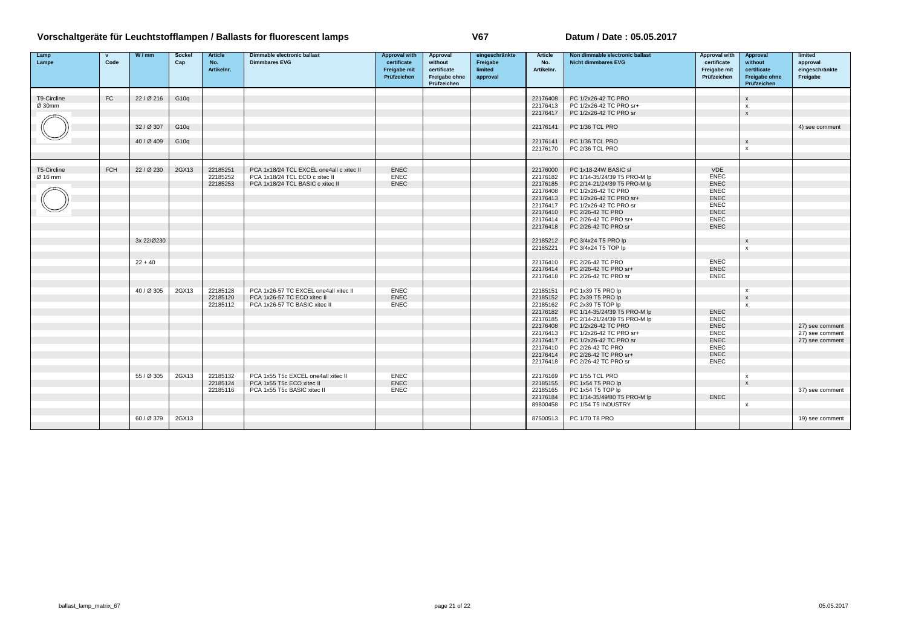# Vorschaltgeräte für Leuchtstofflampen / Ballasts for fluorescent lamps

**V67**

**Datum / Date : 05.05.2017**

| Lamp Lampe | v Code | W / mm | Sockel Cap | Article No. Artikelnr. | Dimmable electronic ballast Dimmbares EVG | Approval with certificate Freigabe mit Prüfzeichen | Approval without certificate Freigabe ohne Prüfzeichen | eingeschränkte Freigabe limited approval | Article No. Artikelnr. | Non dimmable electronic ballast Nicht dimmbares EVG | Approval with certificate Freigabe mit Prüfzeichen | Approval without certificate Freigabe ohne Prüfzeichen | limited approval eingeschränkte Freigabe |
|---|---|---|---|---|---|---|---|---|---|---|---|---|---|
| T9-Circline | FC | 22 / Ø 216 | G10q | | | | | | 22176408 | PC 1/2x26-42 TC PRO | | x | |
| Ø 30mm | | | | | | | | | 22176413 | PC 1/2x26-42 TC PRO sr+ | | x | |
| | | | | | | | | | 22176417 | PC 1/2x26-42 TC PRO sr | | x | |
| | | 32 / Ø 307 | G10q | | | | | | 22176141 | PC 1/36 TCL PRO | | | 4) see comment |
| | | 40 / Ø 409 | G10q | | | | | | 22176141 | PC 1/36 TCL PRO | | x | |
| | | | | | | | | | 22176170 | PC 2/36 TCL PRO | | x | |
| T5-Circline | FCH | 22 / Ø 230 | 2GX13 | 22185251 | PCA 1x18/24 TCL EXCEL one4all c xitec II | ENEC | | | 22176000 | PC 1x18-24W BASIC sl | VDE | | |
| Ø 16 mm | | | | 22185252 | PCA 1x18/24 TCL ECO c xitec II | ENEC | | | 22176182 | PC 1/14-35/24/39 T5 PRO-M lp | ENEC | | |
| | | | | 22185253 | PCA 1x18/24 TCL BASIC c xitec II | ENEC | | | 22176185 | PC 2/14-21/24/39 T5 PRO-M lp | ENEC | | |
| | | | | | | | | | 22176408 | PC 1/2x26-42 TC PRO | ENEC | | |
| | | | | | | | | | 22176413 | PC 1/2x26-42 TC PRO sr+ | ENEC | | |
| | | | | | | | | | 22176417 | PC 1/2x26-42 TC PRO sr | ENEC | | |
| | | | | | | | | | 22176410 | PC 2/26-42 TC PRO | ENEC | | |
| | | | | | | | | | 22176414 | PC 2/26-42 TC PRO sr+ | ENEC | | |
| | | | | | | | | | 22176418 | PC 2/26-42 TC PRO sr | ENEC | | |
| | | 3x 22/Ø230 | | | | | | | 22185212 | PC 3/4x24 T5 PRO lp | | x | |
| | | | | | | | | | 22185221 | PC 3/4x24 T5 TOP lp | | x | |
| | | 22 + 40 | | | | | | | 22176410 | PC 2/26-42 TC PRO | ENEC | | |
| | | | | | | | | | 22176414 | PC 2/26-42 TC PRO sr+ | ENEC | | |
| | | | | | | | | | 22176418 | PC 2/26-42 TC PRO sr | ENEC | | |
| | | 40 / Ø 305 | 2GX13 | 22185128 | PCA 1x26-57 TC EXCEL one4all xitec II | ENEC | | | 22185151 | PC 1x39 T5 PRO lp | | x | |
| | | | | 22185120 | PCA 1x26-57 TC ECO xitec II | ENEC | | | 22185152 | PC 2x39 T5 PRO lp | | x | |
| | | | | 22185112 | PCA 1x26-57 TC BASIC xitec II | ENEC | | | 22185162 | PC 2x39 T5 TOP lp | | x | |
| | | | | | | | | | 22176182 | PC 1/14-35/24/39 T5 PRO-M lp | ENEC | | |
| | | | | | | | | | 22176185 | PC 2/14-21/24/39 T5 PRO-M lp | ENEC | | |
| | | | | | | | | | 22176408 | PC 1/2x26-42 TC PRO | ENEC | | 27) see comment |
| | | | | | | | | | 22176413 | PC 1/2x26-42 TC PRO sr+ | ENEC | | 27) see comment |
| | | | | | | | | | 22176417 | PC 1/2x26-42 TC PRO sr | ENEC | | 27) see comment |
| | | | | | | | | | 22176410 | PC 2/26-42 TC PRO | ENEC | | |
| | | | | | | | | | 22176414 | PC 2/26-42 TC PRO sr+ | ENEC | | |
| | | | | | | | | | 22176418 | PC 2/26-42 TC PRO sr | ENEC | | |
| | | 55 / Ø 305 | 2GX13 | 22185132 | PCA 1x55 T5c EXCEL one4all xitec II | ENEC | | | 22176169 | PC 1/55 TCL PRO | | x | |
| | | | | 22185124 | PCA 1x55 T5c ECO xitec II | ENEC | | | 22185155 | PC 1x54 T5 PRO lp | | x | |
| | | | | 22185116 | PCA 1x55 T5c BASIC xitec II | ENEC | | | 22185165 | PC 1x54 T5 TOP lp | | | 37) see comment |
| | | | | | | | | | 22176184 | PC 1/14-35/49/80 T5 PRO-M lp | ENEC | | |
| | | | | | | | | | 89800458 | PC 1/54 T5 INDUSTRY | | x | |
| | | 60 / Ø 379 | 2GX13 | | | | | | 87500513 | PC 1/70 T8 PRO | | | 19) see comment |

ballast_lamp_matrix_67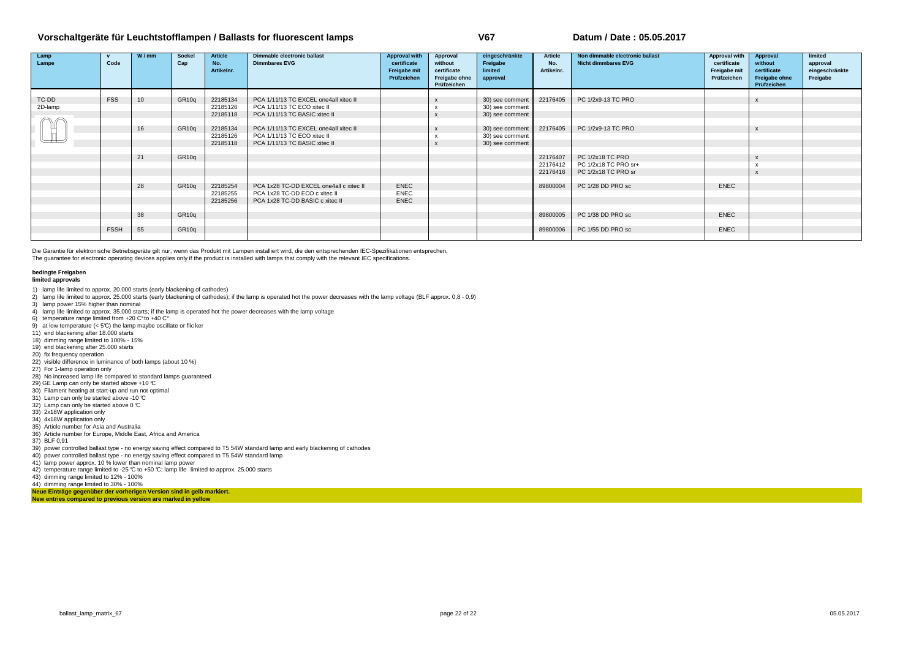# Vorschaltgeräte für Leuchtstofflampen / Ballasts for fluorescent lamps

**V67**

**Datum / Date : 05.05.2017**

| Lamp Lampe | v Code | W / mm | Sockel Cap | Article No. Artikelnr. | Dimmable electronic ballast Dimmbares EVG | Approval with certificate Freigabe mit Prüfzeichen | Approval without certificate Freigabe ohne Prüfzeichen | eingeschränkte Freigabe limited approval | Article No. Artikelnr. | Non dimmable electronic ballast Nicht dimmbares EVG | Approval with certificate Freigabe mit Prüfzeichen | Approval without certificate Freigabe ohne Prüfzeichen | limited approval eingeschränkte Freigabe |
|---|---|---|---|---|---|---|---|---|---|---|---|---|---|
| TC-DD | FSS | 10 | GR10q | 22185134 | PCA 1/11/13 TC EXCEL one4all xitec II | | x | 30) see comment | 22176405 | PC 1/2x9-13 TC PRO | | x | |
| 2D-lamp | | | | 22185126 | PCA 1/11/13 TC ECO xitec II | | x | 30) see comment | | | | | |
| | | | | 22185118 | PCA 1/11/13 TC BASIC xitec II | | x | 30) see comment | | | | | |
| | | 16 | GR10q | 22185134 | PCA 1/11/13 TC EXCEL one4all xitec II | | x | 30) see comment | 22176405 | PC 1/2x9-13 TC PRO | | x | |
| | | | | 22185126 | PCA 1/11/13 TC ECO xitec II | | x | 30) see comment | | | | | |
| | | | | 22185118 | PCA 1/11/13 TC BASIC xitec II | | x | 30) see comment | | | | | |
| | | 21 | GR10q | | | | | | 22176407 | PC 1/2x18 TC PRO | | x | |
| | | | | | | | | | 22176412 | PC 1/2x18 TC PRO sr+ | | x | |
| | | | | | | | | | 22176416 | PC 1/2x18 TC PRO sr | | x | |
| | | 28 | GR10q | 22185254 | PCA 1x28 TC-DD EXCEL one4all c xitec II | ENEC | | | 89800004 | PC 1/28 DD PRO sc | ENEC | | |
| | | | | 22185255 | PCA 1x28 TC-DD ECO c xitec II | ENEC | | | | | | | |
| | | | | 22185256 | PCA 1x28 TC-DD BASIC c xitec II | ENEC | | | | | | | |
| | | 38 | GR10q | | | | | | 89800005 | PC 1/38 DD PRO sc | ENEC | | |
| | FSSH | 55 | GR10q | | | | | | 89800006 | PC 1/55 DD PRO sc | ENEC | | |

Die Garantie für elektronische Betriebsgeräte gilt nur, wenn das Produkt mit Lampen installiert wird, die den entsprechenden IEC-Spezifikationen entsprechen.
The guarantee for electronic operating devices applies only if the product is installed with lamps that comply with the relevant IEC specifications.

**bedingte Freigaben**
**limited approvals**

1) lamp life limited to approx. 20.000 starts (early blackening of cathodes)
2) lamp life limited to approx. 25.000 starts (early blackening of cathodes); if the lamp is operated hot the power decreases with the lamp voltage (BLF approx. 0,8 - 0,9)
3) lamp power 15% higher than nominal
4) lamp life limited to approx. 35.000 starts; if the lamp is operated hot the power decreases with the lamp voltage
6) temperature range limited from +20 C° to +40 C°
9) at low temperature (< 5℃) the lamp maybe oscillate or flic ker
11) end blackening after 18.000 starts
18) dimming range limited to 100% - 15%
19) end blackening after 25.000 starts
20) fix frequency operation
22) visible difference in luminance of both lamps (about 10 %)
27) For 1-lamp operation only
28) No increased lamp life compared to standard lamps guaranteed
29) GE Lamp can only be started above +10 ℃
30) Filament heating at start-up and run not optimal
31) Lamp can only be started above -10 ℃
32) Lamp can only be started above 0 ℃
33) 2x18W application only
34) 4x18W application only
35) Article number for Asia and Australia
36) Article number for Europe, Middle East, Africa and America
37) BLF 0,91
39) power controlled ballast type - no energy saving effect compared to T5 54W standard lamp and early blackening of cathodes
40) power controlled ballast type - no energy saving effect compared to T5 54W standard lamp
41) lamp power approx. 10 % lower than nominal lamp power
42) temperature range limited to -25 ℃ to +50 ℃; lamp life limited to approx. 25.000 starts
43) dimming range limited to 12% - 100%
44) dimming range limited to 30% - 100%

**Neue Einträge gegenüber der vorherigen Version sind in gelb markiert.**
**New entries compared to previous version are marked in yellow**